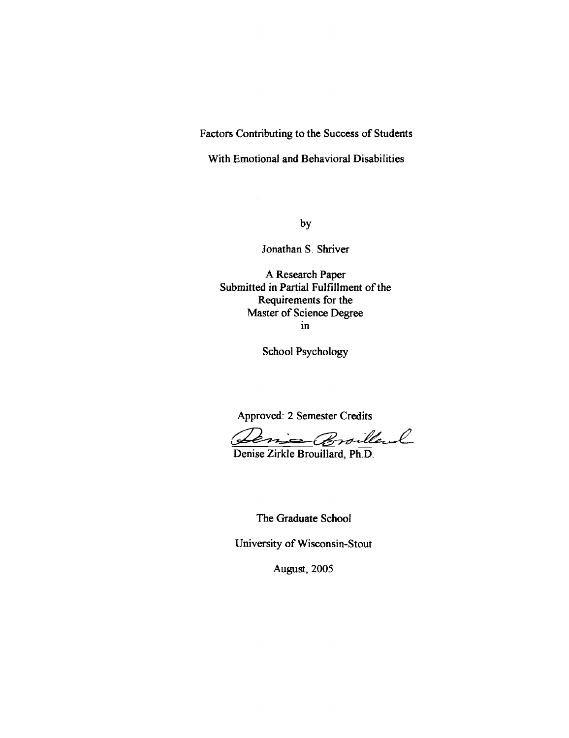# Factors Contributing to the Success of Students With Emotional and Behavioral Disabilities

by

Jonathan S. Shriver

A Research Paper
Submitted in Partial Fulfillment of the
Requirements for the
Master of Science Degree
in

School Psychology

Approved: 2 Semester Credits

Denise Zirkle Brouillard, Ph.D.

The Graduate School

University of Wisconsin-Stout

August, 2005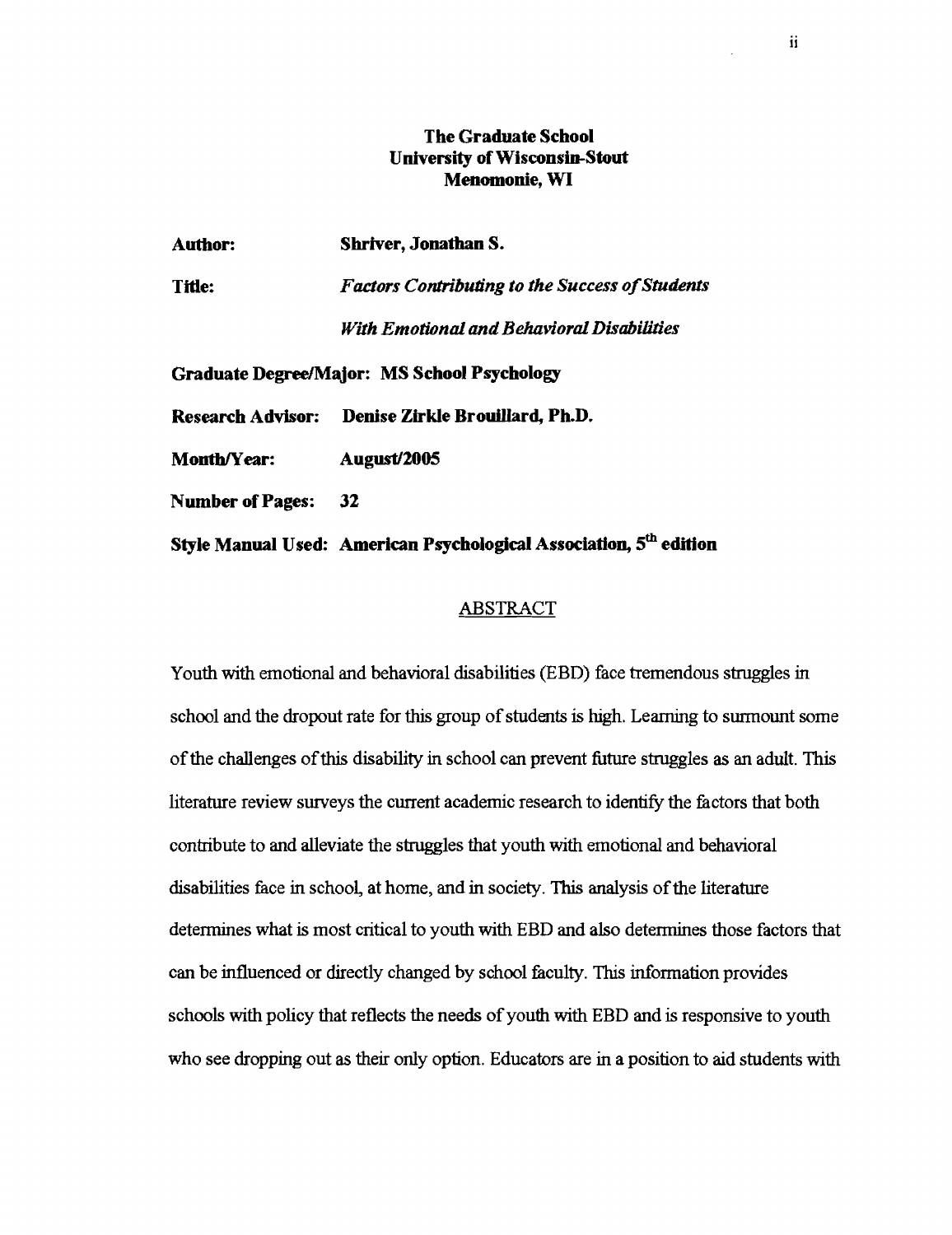**The Graduate School**
**University of Wisconsin-Stout**
**Menomonie, WI**

**Author:** **Shriver, Jonathan S.**

**Title:** ***Factors Contributing to the Success of Students With Emotional and Behavioral Disabilities***

**Graduate Degree/Major: MS School Psychology**

**Research Advisor: Denise Zirkle Brouillard, Ph.D.**

**Month/Year: August/2005**

**Number of Pages: 32**

**Style Manual Used: American Psychological Association, 5th edition**

## ABSTRACT

Youth with emotional and behavioral disabilities (EBD) face tremendous struggles in school and the dropout rate for this group of students is high. Learning to surmount some of the challenges of this disability in school can prevent future struggles as an adult. This literature review surveys the current academic research to identify the factors that both contribute to and alleviate the struggles that youth with emotional and behavioral disabilities face in school, at home, and in society. This analysis of the literature determines what is most critical to youth with EBD and also determines those factors that can be influenced or directly changed by school faculty. This information provides schools with policy that reflects the needs of youth with EBD and is responsive to youth who see dropping out as their only option. Educators are in a position to aid students with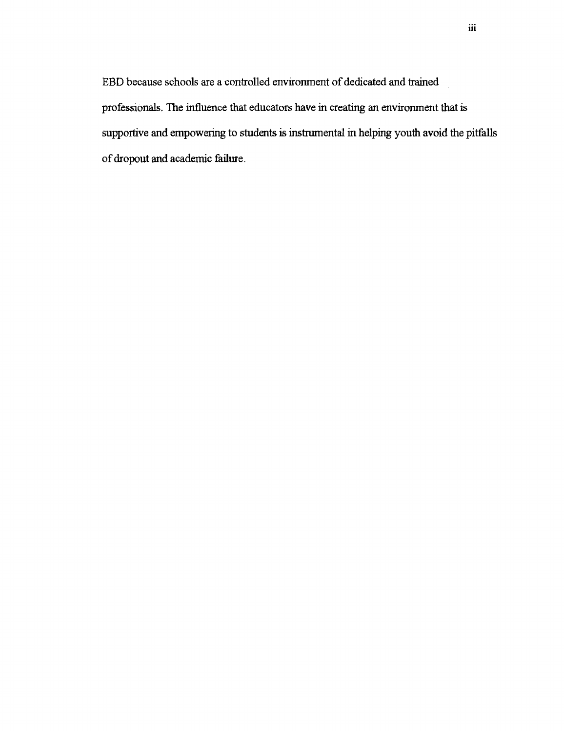EBD because schools are a controlled environment of dedicated and trained professionals. The influence that educators have in creating an environment that is supportive and empowering to students is instrumental in helping youth avoid the pitfalls of dropout and academic failure.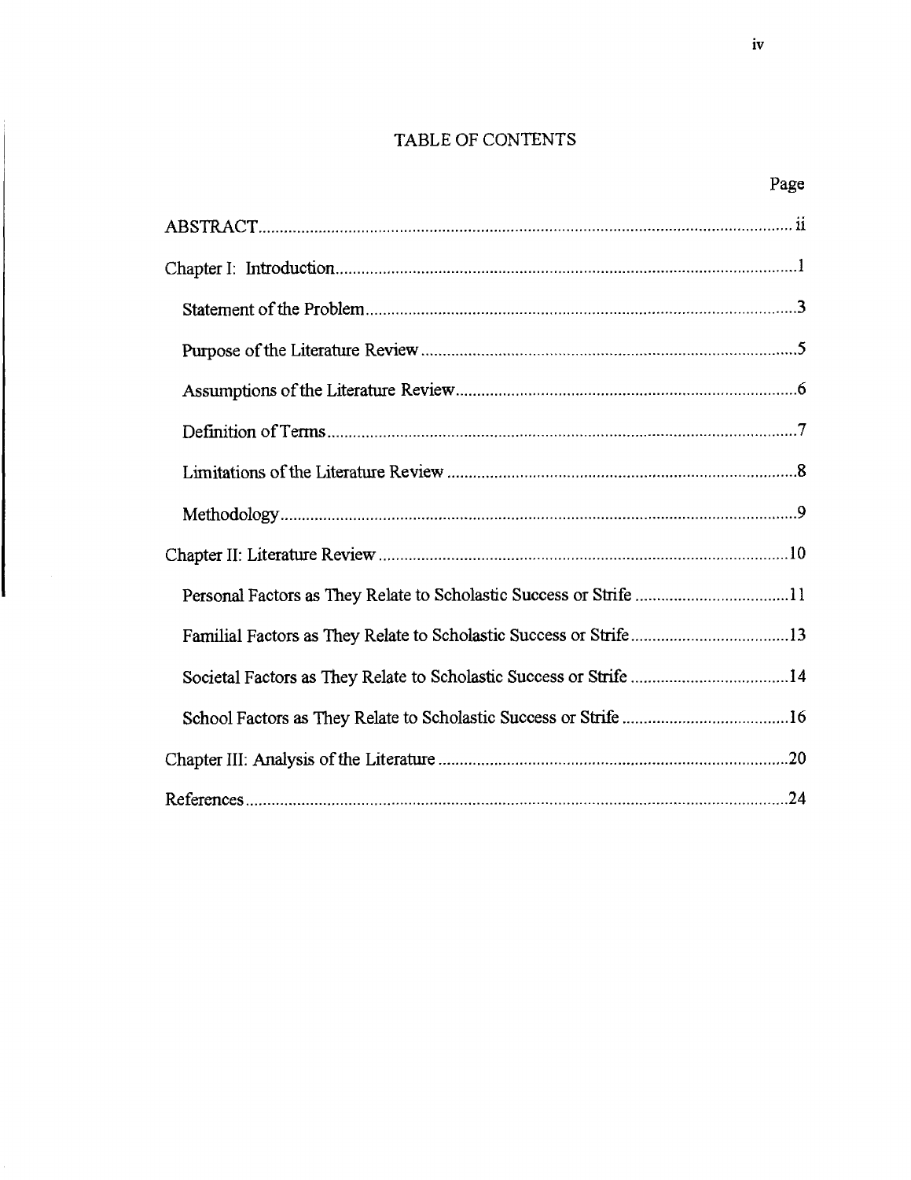# TABLE OF CONTENTS

| | Page |
|---|---|
| ABSTRACT | ii |
| Chapter I: Introduction | 1 |
| Statement of the Problem | 3 |
| Purpose of the Literature Review | 5 |
| Assumptions of the Literature Review | 6 |
| Definition of Terms | 7 |
| Limitations of the Literature Review | 8 |
| Methodology | 9 |
| Chapter II: Literature Review | 10 |
| Personal Factors as They Relate to Scholastic Success or Strife | 11 |
| Familial Factors as They Relate to Scholastic Success or Strife | 13 |
| Societal Factors as They Relate to Scholastic Success or Strife | 14 |
| School Factors as They Relate to Scholastic Success or Strife | 16 |
| Chapter III: Analysis of the Literature | 20 |
| References | 24 |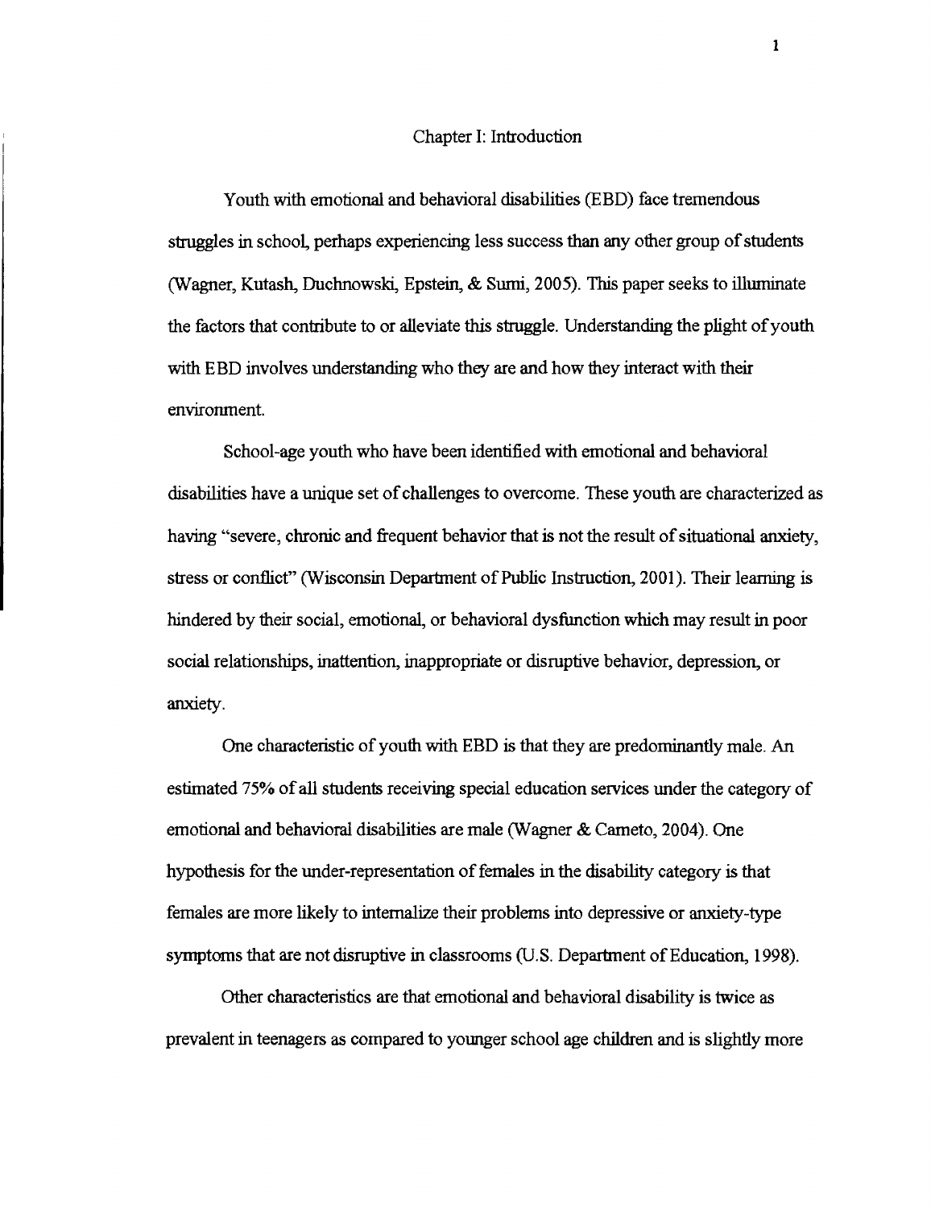# Chapter I: Introduction

Youth with emotional and behavioral disabilities (EBD) face tremendous struggles in school, perhaps experiencing less success than any other group of students (Wagner, Kutash, Duchnowski, Epstein, & Sumi, 2005). This paper seeks to illuminate the factors that contribute to or alleviate this struggle. Understanding the plight of youth with EBD involves understanding who they are and how they interact with their environment.

School-age youth who have been identified with emotional and behavioral disabilities have a unique set of challenges to overcome. These youth are characterized as having "severe, chronic and frequent behavior that is not the result of situational anxiety, stress or conflict" (Wisconsin Department of Public Instruction, 2001). Their learning is hindered by their social, emotional, or behavioral dysfunction which may result in poor social relationships, inattention, inappropriate or disruptive behavior, depression, or anxiety.

One characteristic of youth with EBD is that they are predominantly male. An estimated 75% of all students receiving special education services under the category of emotional and behavioral disabilities are male (Wagner & Cameto, 2004). One hypothesis for the under-representation of females in the disability category is that females are more likely to internalize their problems into depressive or anxiety-type symptoms that are not disruptive in classrooms (U.S. Department of Education, 1998).

Other characteristics are that emotional and behavioral disability is twice as prevalent in teenagers as compared to younger school age children and is slightly more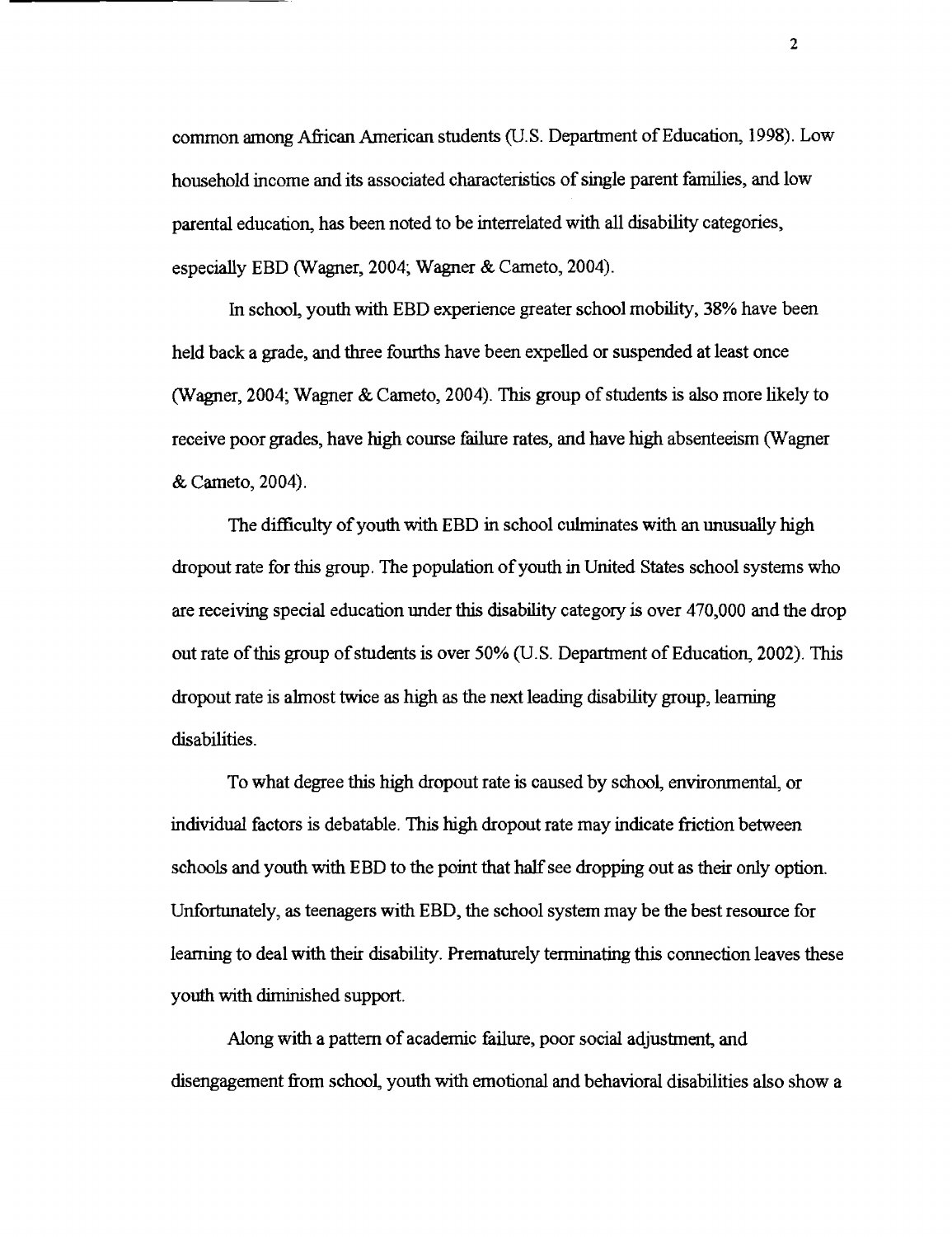common among African American students (U.S. Department of Education, 1998). Low household income and its associated characteristics of single parent families, and low parental education, has been noted to be interrelated with all disability categories, especially EBD (Wagner, 2004; Wagner & Cameto, 2004).

In school, youth with EBD experience greater school mobility, 38% have been held back a grade, and three fourths have been expelled or suspended at least once (Wagner, 2004; Wagner & Cameto, 2004). This group of students is also more likely to receive poor grades, have high course failure rates, and have high absenteeism (Wagner & Cameto, 2004).

The difficulty of youth with EBD in school culminates with an unusually high dropout rate for this group. The population of youth in United States school systems who are receiving special education under this disability category is over 470,000 and the drop out rate of this group of students is over 50% (U.S. Department of Education, 2002). This dropout rate is almost twice as high as the next leading disability group, learning disabilities.

To what degree this high dropout rate is caused by school, environmental, or individual factors is debatable. This high dropout rate may indicate friction between schools and youth with EBD to the point that half see dropping out as their only option. Unfortunately, as teenagers with EBD, the school system may be the best resource for learning to deal with their disability. Prematurely terminating this connection leaves these youth with diminished support.

Along with a pattern of academic failure, poor social adjustment, and disengagement from school, youth with emotional and behavioral disabilities also show a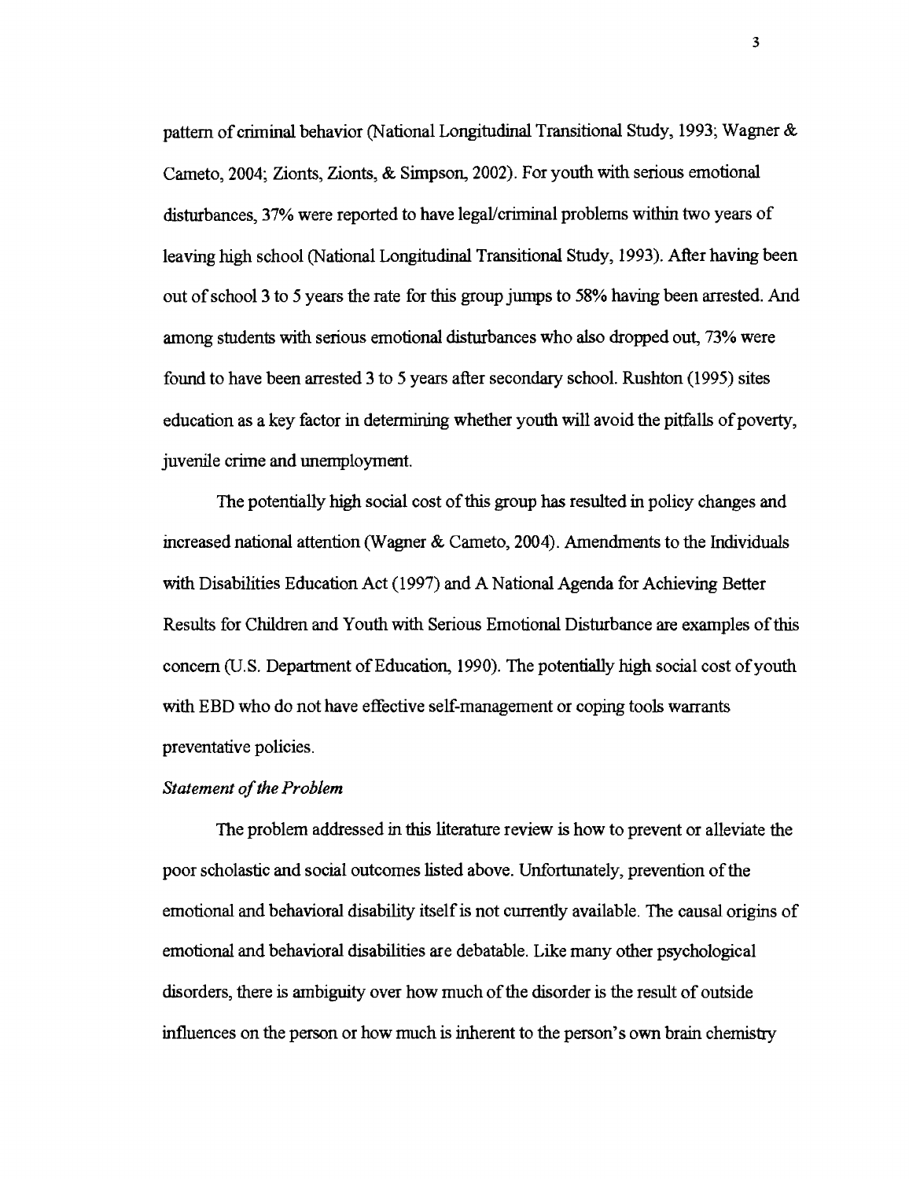pattern of criminal behavior (National Longitudinal Transitional Study, 1993; Wagner & Cameto, 2004; Zionts, Zionts, & Simpson, 2002). For youth with serious emotional disturbances, 37% were reported to have legal/criminal problems within two years of leaving high school (National Longitudinal Transitional Study, 1993). After having been out of school 3 to 5 years the rate for this group jumps to 58% having been arrested. And among students with serious emotional disturbances who also dropped out, 73% were found to have been arrested 3 to 5 years after secondary school. Rushton (1995) sites education as a key factor in determining whether youth will avoid the pitfalls of poverty, juvenile crime and unemployment.

The potentially high social cost of this group has resulted in policy changes and increased national attention (Wagner & Cameto, 2004). Amendments to the Individuals with Disabilities Education Act (1997) and A National Agenda for Achieving Better Results for Children and Youth with Serious Emotional Disturbance are examples of this concern (U.S. Department of Education, 1990). The potentially high social cost of youth with EBD who do not have effective self-management or coping tools warrants preventative policies.

### *Statement of the Problem*

The problem addressed in this literature review is how to prevent or alleviate the poor scholastic and social outcomes listed above. Unfortunately, prevention of the emotional and behavioral disability itself is not currently available. The causal origins of emotional and behavioral disabilities are debatable. Like many other psychological disorders, there is ambiguity over how much of the disorder is the result of outside influences on the person or how much is inherent to the person's own brain chemistry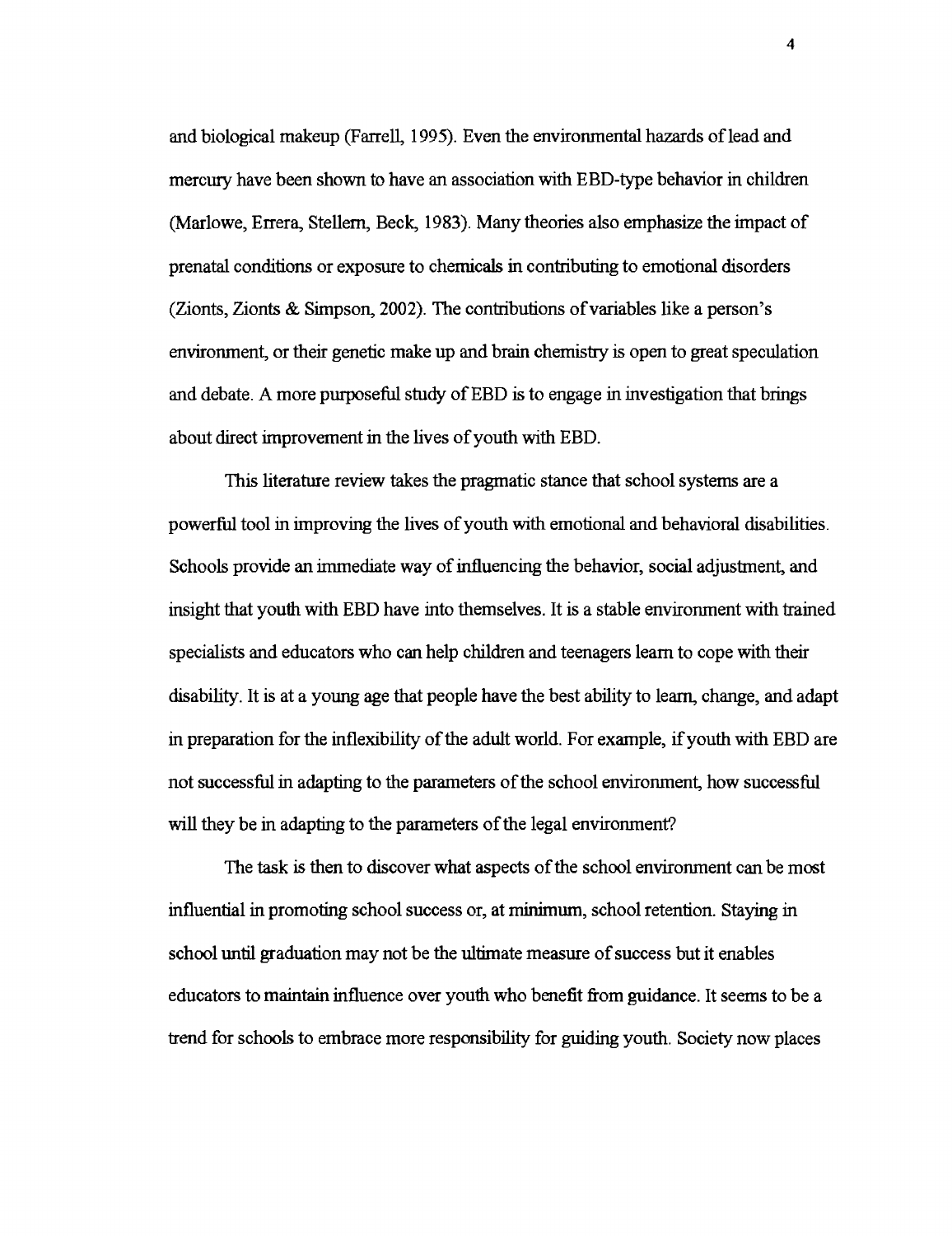and biological makeup (Farrell, 1995). Even the environmental hazards of lead and mercury have been shown to have an association with EBD-type behavior in children (Marlowe, Errera, Stellern, Beck, 1983). Many theories also emphasize the impact of prenatal conditions or exposure to chemicals in contributing to emotional disorders (Zionts, Zionts & Simpson, 2002). The contributions of variables like a person's environment, or their genetic make up and brain chemistry is open to great speculation and debate. A more purposeful study of EBD is to engage in investigation that brings about direct improvement in the lives of youth with EBD.

This literature review takes the pragmatic stance that school systems are a powerful tool in improving the lives of youth with emotional and behavioral disabilities. Schools provide an immediate way of influencing the behavior, social adjustment, and insight that youth with EBD have into themselves. It is a stable environment with trained specialists and educators who can help children and teenagers learn to cope with their disability. It is at a young age that people have the best ability to learn, change, and adapt in preparation for the inflexibility of the adult world. For example, if youth with EBD are not successful in adapting to the parameters of the school environment, how successful will they be in adapting to the parameters of the legal environment?

The task is then to discover what aspects of the school environment can be most influential in promoting school success or, at minimum, school retention. Staying in school until graduation may not be the ultimate measure of success but it enables educators to maintain influence over youth who benefit from guidance. It seems to be a trend for schools to embrace more responsibility for guiding youth. Society now places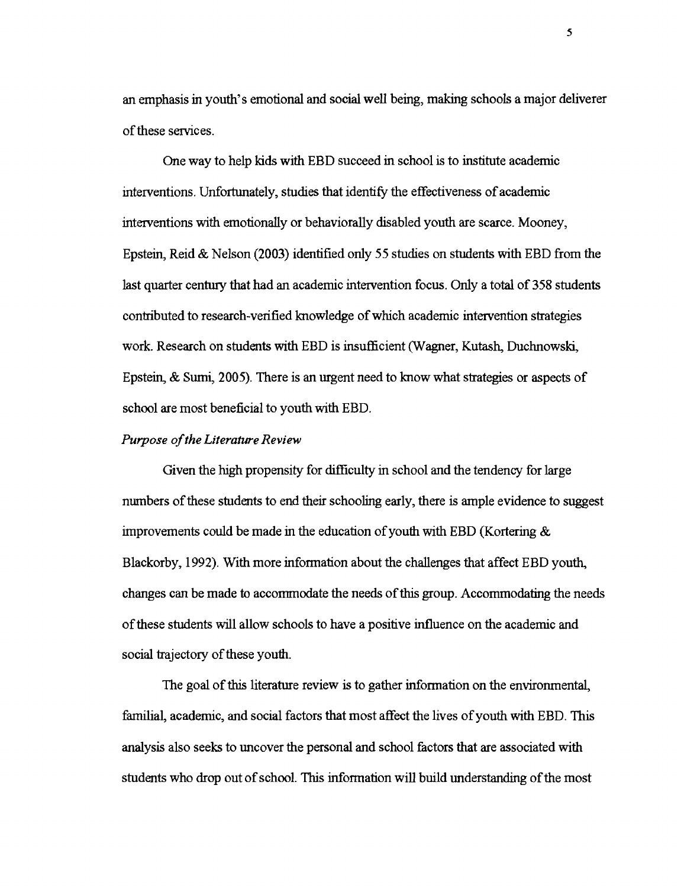an emphasis in youth's emotional and social well being, making schools a major deliverer of these services.

One way to help kids with EBD succeed in school is to institute academic interventions. Unfortunately, studies that identify the effectiveness of academic interventions with emotionally or behaviorally disabled youth are scarce. Mooney, Epstein, Reid & Nelson (2003) identified only 55 studies on students with EBD from the last quarter century that had an academic intervention focus. Only a total of 358 students contributed to research-verified knowledge of which academic intervention strategies work. Research on students with EBD is insufficient (Wagner, Kutash, Duchnowski, Epstein, & Sumi, 2005). There is an urgent need to know what strategies or aspects of school are most beneficial to youth with EBD.

*Purpose of the Literature Review*

Given the high propensity for difficulty in school and the tendency for large numbers of these students to end their schooling early, there is ample evidence to suggest improvements could be made in the education of youth with EBD (Kortering & Blackorby, 1992). With more information about the challenges that affect EBD youth, changes can be made to accommodate the needs of this group. Accommodating the needs of these students will allow schools to have a positive influence on the academic and social trajectory of these youth.

The goal of this literature review is to gather information on the environmental, familial, academic, and social factors that most affect the lives of youth with EBD. This analysis also seeks to uncover the personal and school factors that are associated with students who drop out of school. This information will build understanding of the most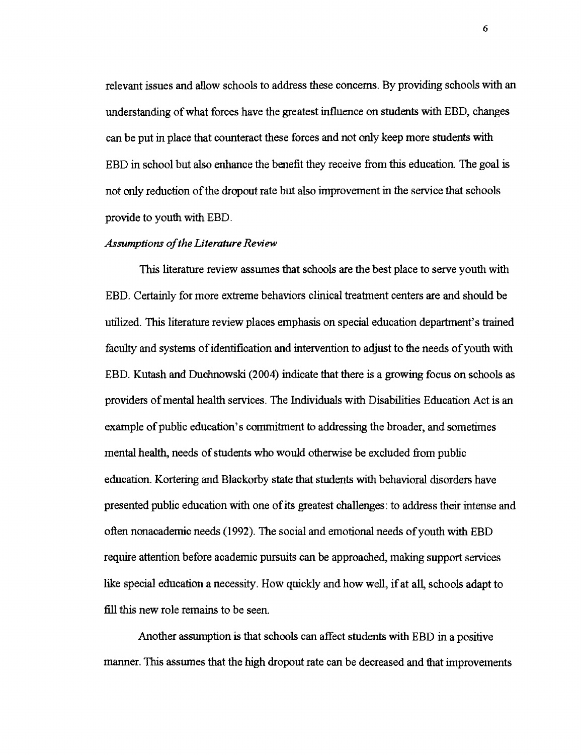relevant issues and allow schools to address these concerns. By providing schools with an understanding of what forces have the greatest influence on students with EBD, changes can be put in place that counteract these forces and not only keep more students with EBD in school but also enhance the benefit they receive from this education. The goal is not only reduction of the dropout rate but also improvement in the service that schools provide to youth with EBD.

*Assumptions of the Literature Review*

This literature review assumes that schools are the best place to serve youth with EBD. Certainly for more extreme behaviors clinical treatment centers are and should be utilized. This literature review places emphasis on special education department's trained faculty and systems of identification and intervention to adjust to the needs of youth with EBD. Kutash and Duchnowski (2004) indicate that there is a growing focus on schools as providers of mental health services. The Individuals with Disabilities Education Act is an example of public education's commitment to addressing the broader, and sometimes mental health, needs of students who would otherwise be excluded from public education. Kortering and Blackorby state that students with behavioral disorders have presented public education with one of its greatest challenges: to address their intense and often nonacademic needs (1992). The social and emotional needs of youth with EBD require attention before academic pursuits can be approached, making support services like special education a necessity. How quickly and how well, if at all, schools adapt to fill this new role remains to be seen.

Another assumption is that schools can affect students with EBD in a positive manner. This assumes that the high dropout rate can be decreased and that improvements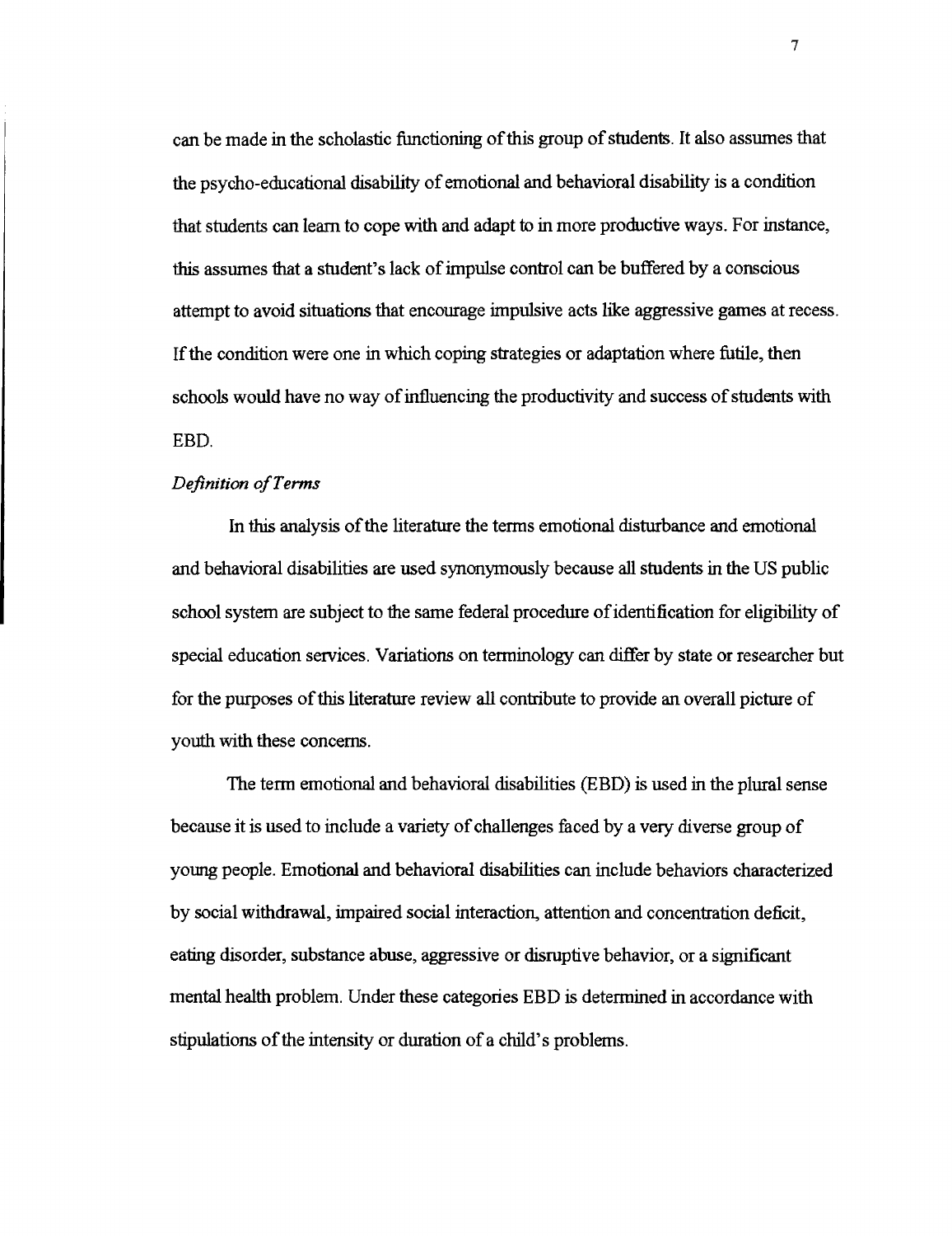can be made in the scholastic functioning of this group of students. It also assumes that the psycho-educational disability of emotional and behavioral disability is a condition that students can learn to cope with and adapt to in more productive ways. For instance, this assumes that a student's lack of impulse control can be buffered by a conscious attempt to avoid situations that encourage impulsive acts like aggressive games at recess. If the condition were one in which coping strategies or adaptation where futile, then schools would have no way of influencing the productivity and success of students with EBD.

### *Definition of Terms*

In this analysis of the literature the terms emotional disturbance and emotional and behavioral disabilities are used synonymously because all students in the US public school system are subject to the same federal procedure of identification for eligibility of special education services. Variations on terminology can differ by state or researcher but for the purposes of this literature review all contribute to provide an overall picture of youth with these concerns.

The term emotional and behavioral disabilities (EBD) is used in the plural sense because it is used to include a variety of challenges faced by a very diverse group of young people. Emotional and behavioral disabilities can include behaviors characterized by social withdrawal, impaired social interaction, attention and concentration deficit, eating disorder, substance abuse, aggressive or disruptive behavior, or a significant mental health problem. Under these categories EBD is determined in accordance with stipulations of the intensity or duration of a child's problems.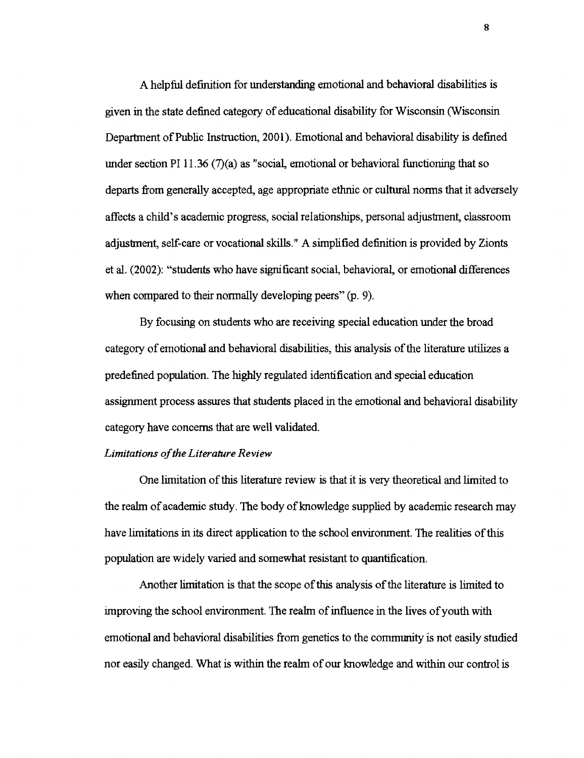A helpful definition for understanding emotional and behavioral disabilities is given in the state defined category of educational disability for Wisconsin (Wisconsin Department of Public Instruction, 2001). Emotional and behavioral disability is defined under section PI 11.36 (7)(a) as "social, emotional or behavioral functioning that so departs from generally accepted, age appropriate ethnic or cultural norms that it adversely affects a child's academic progress, social relationships, personal adjustment, classroom adjustment, self-care or vocational skills." A simplified definition is provided by Zionts et al. (2002): "students who have significant social, behavioral, or emotional differences when compared to their normally developing peers" (p. 9).

By focusing on students who are receiving special education under the broad category of emotional and behavioral disabilities, this analysis of the literature utilizes a predefined population. The highly regulated identification and special education assignment process assures that students placed in the emotional and behavioral disability category have concerns that are well validated.

*Limitations of the Literature Review*

One limitation of this literature review is that it is very theoretical and limited to the realm of academic study. The body of knowledge supplied by academic research may have limitations in its direct application to the school environment. The realities of this population are widely varied and somewhat resistant to quantification.

Another limitation is that the scope of this analysis of the literature is limited to improving the school environment. The realm of influence in the lives of youth with emotional and behavioral disabilities from genetics to the community is not easily studied nor easily changed. What is within the realm of our knowledge and within our control is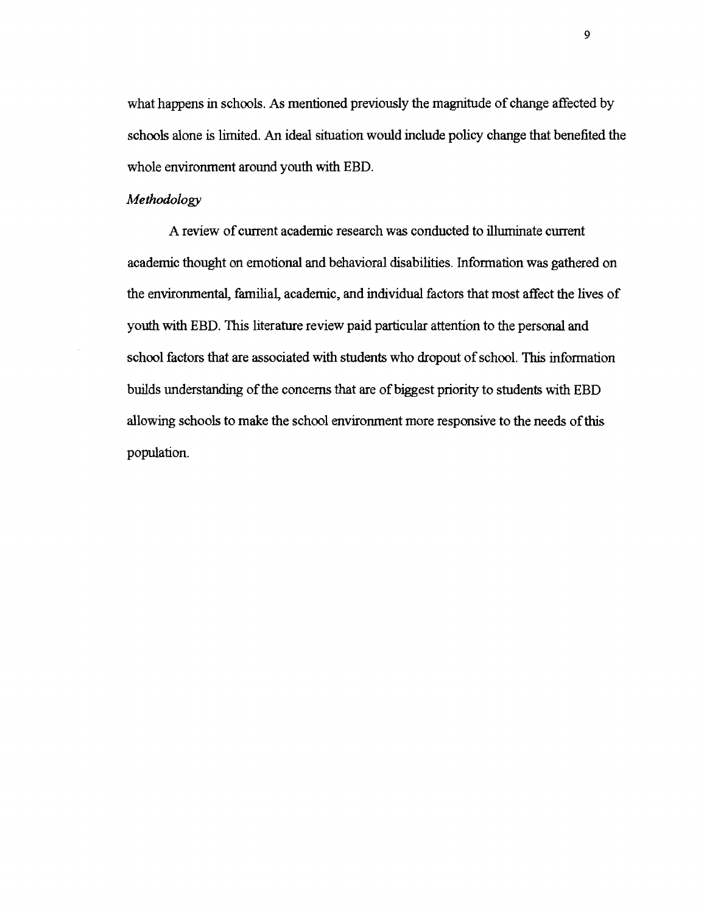what happens in schools. As mentioned previously the magnitude of change affected by schools alone is limited. An ideal situation would include policy change that benefited the whole environment around youth with EBD.

### *Methodology*

A review of current academic research was conducted to illuminate current academic thought on emotional and behavioral disabilities. Information was gathered on the environmental, familial, academic, and individual factors that most affect the lives of youth with EBD. This literature review paid particular attention to the personal and school factors that are associated with students who dropout of school. This information builds understanding of the concerns that are of biggest priority to students with EBD allowing schools to make the school environment more responsive to the needs of this population.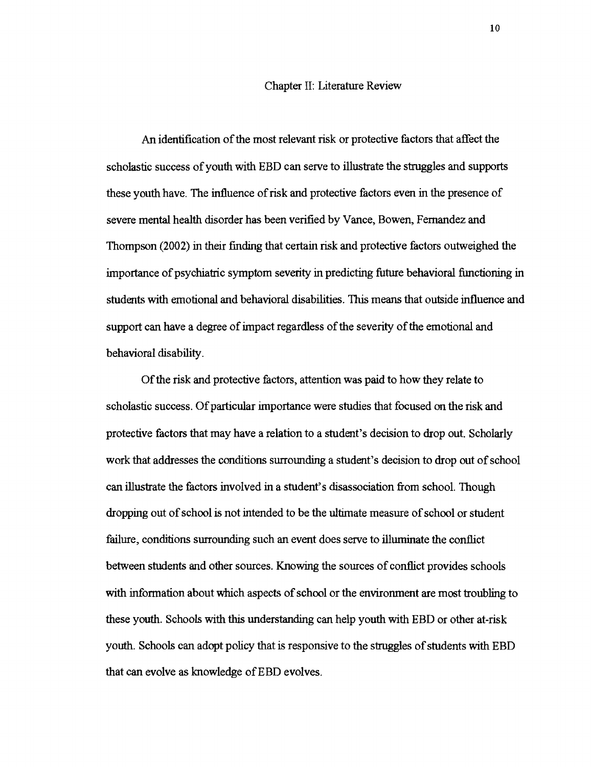# Chapter II: Literature Review

An identification of the most relevant risk or protective factors that affect the scholastic success of youth with EBD can serve to illustrate the struggles and supports these youth have. The influence of risk and protective factors even in the presence of severe mental health disorder has been verified by Vance, Bowen, Fernandez and Thompson (2002) in their finding that certain risk and protective factors outweighed the importance of psychiatric symptom severity in predicting future behavioral functioning in students with emotional and behavioral disabilities. This means that outside influence and support can have a degree of impact regardless of the severity of the emotional and behavioral disability.

Of the risk and protective factors, attention was paid to how they relate to scholastic success. Of particular importance were studies that focused on the risk and protective factors that may have a relation to a student's decision to drop out. Scholarly work that addresses the conditions surrounding a student's decision to drop out of school can illustrate the factors involved in a student's disassociation from school. Though dropping out of school is not intended to be the ultimate measure of school or student failure, conditions surrounding such an event does serve to illuminate the conflict between students and other sources. Knowing the sources of conflict provides schools with information about which aspects of school or the environment are most troubling to these youth. Schools with this understanding can help youth with EBD or other at-risk youth. Schools can adopt policy that is responsive to the struggles of students with EBD that can evolve as knowledge of EBD evolves.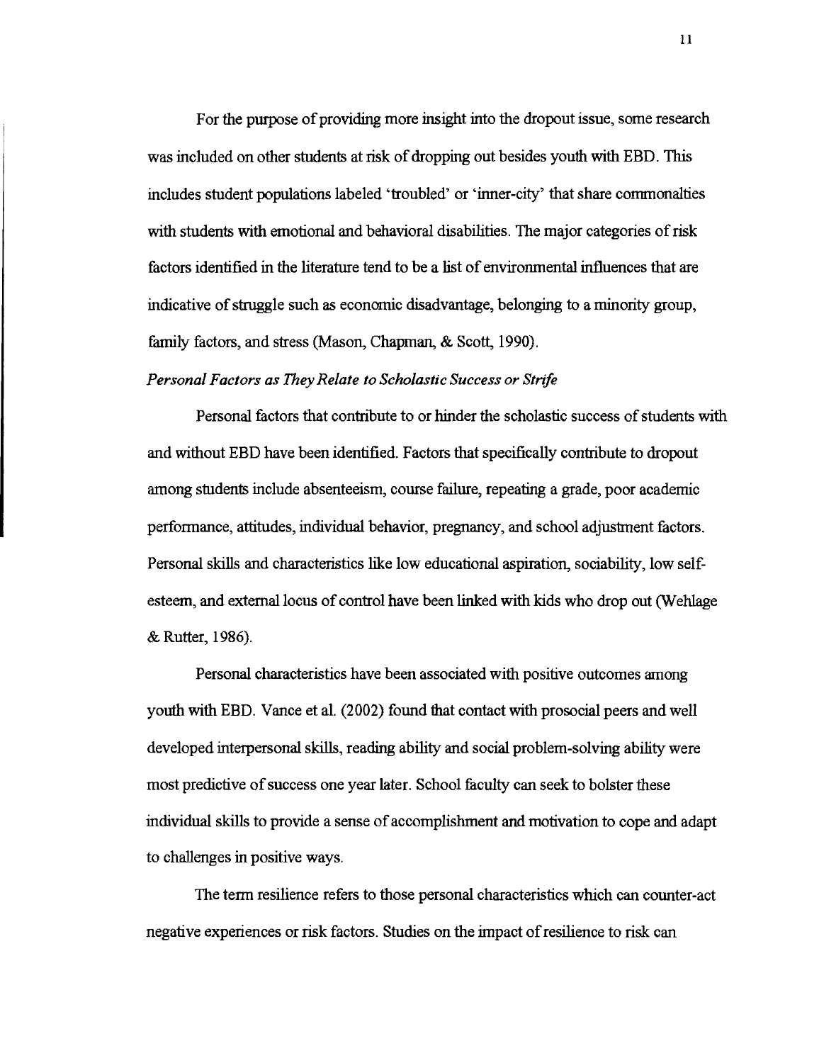For the purpose of providing more insight into the dropout issue, some research was included on other students at risk of dropping out besides youth with EBD. This includes student populations labeled 'troubled' or 'inner-city' that share commonalties with students with emotional and behavioral disabilities. The major categories of risk factors identified in the literature tend to be a list of environmental influences that are indicative of struggle such as economic disadvantage, belonging to a minority group, family factors, and stress (Mason, Chapman, & Scott, 1990).

*Personal Factors as They Relate to Scholastic Success or Strife*

Personal factors that contribute to or hinder the scholastic success of students with and without EBD have been identified. Factors that specifically contribute to dropout among students include absenteeism, course failure, repeating a grade, poor academic performance, attitudes, individual behavior, pregnancy, and school adjustment factors. Personal skills and characteristics like low educational aspiration, sociability, low self-esteem, and external locus of control have been linked with kids who drop out (Wehlage & Rutter, 1986).

Personal characteristics have been associated with positive outcomes among youth with EBD. Vance et al. (2002) found that contact with prosocial peers and well developed interpersonal skills, reading ability and social problem-solving ability were most predictive of success one year later. School faculty can seek to bolster these individual skills to provide a sense of accomplishment and motivation to cope and adapt to challenges in positive ways.

The term resilience refers to those personal characteristics which can counter-act negative experiences or risk factors. Studies on the impact of resilience to risk can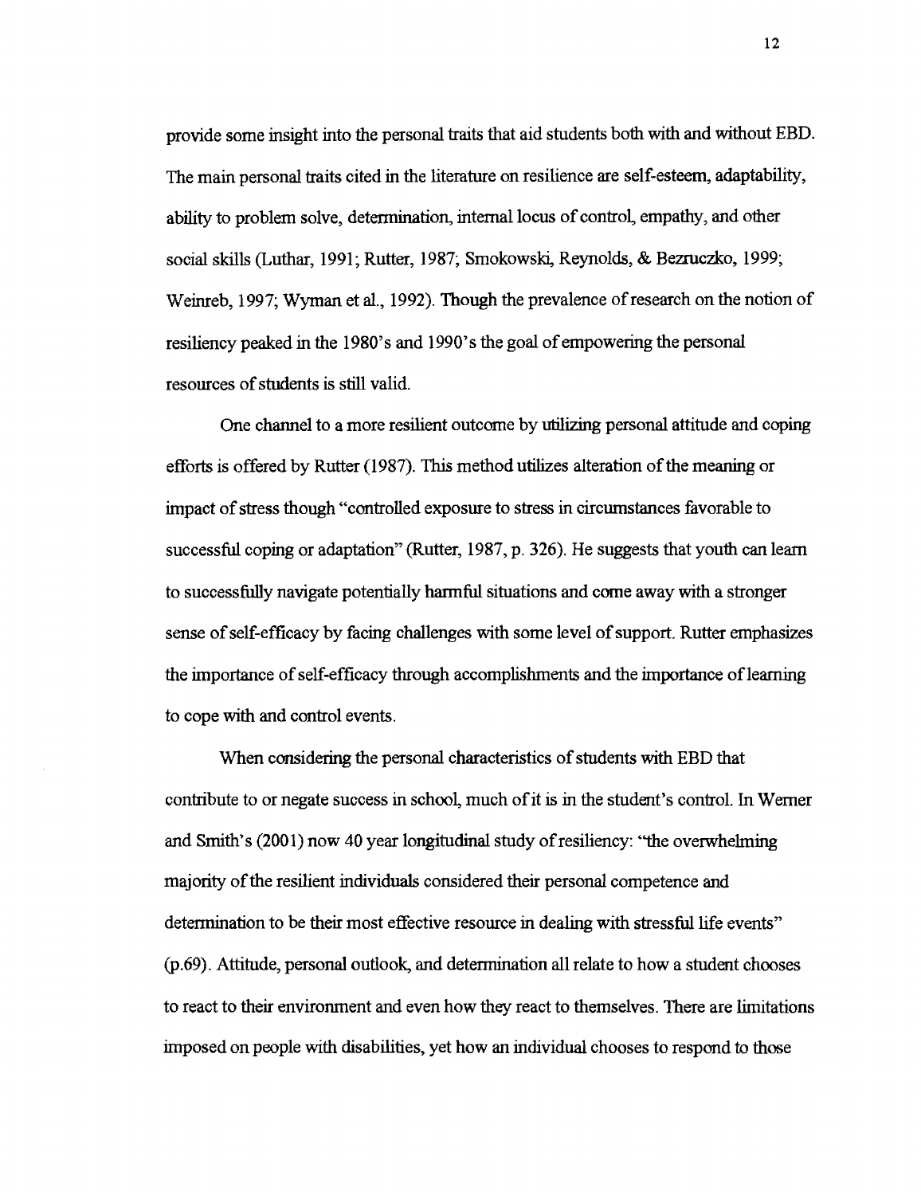provide some insight into the personal traits that aid students both with and without EBD. The main personal traits cited in the literature on resilience are self-esteem, adaptability, ability to problem solve, determination, internal locus of control, empathy, and other social skills (Luthar, 1991; Rutter, 1987; Smokowski, Reynolds, & Bezruczko, 1999; Weinreb, 1997; Wyman et al., 1992). Though the prevalence of research on the notion of resiliency peaked in the 1980's and 1990's the goal of empowering the personal resources of students is still valid.

One channel to a more resilient outcome by utilizing personal attitude and coping efforts is offered by Rutter (1987). This method utilizes alteration of the meaning or impact of stress though "controlled exposure to stress in circumstances favorable to successful coping or adaptation" (Rutter, 1987, p. 326). He suggests that youth can learn to successfully navigate potentially harmful situations and come away with a stronger sense of self-efficacy by facing challenges with some level of support. Rutter emphasizes the importance of self-efficacy through accomplishments and the importance of learning to cope with and control events.

When considering the personal characteristics of students with EBD that contribute to or negate success in school, much of it is in the student's control. In Werner and Smith's (2001) now 40 year longitudinal study of resiliency: "the overwhelming majority of the resilient individuals considered their personal competence and determination to be their most effective resource in dealing with stressful life events" (p.69). Attitude, personal outlook, and determination all relate to how a student chooses to react to their environment and even how they react to themselves. There are limitations imposed on people with disabilities, yet how an individual chooses to respond to those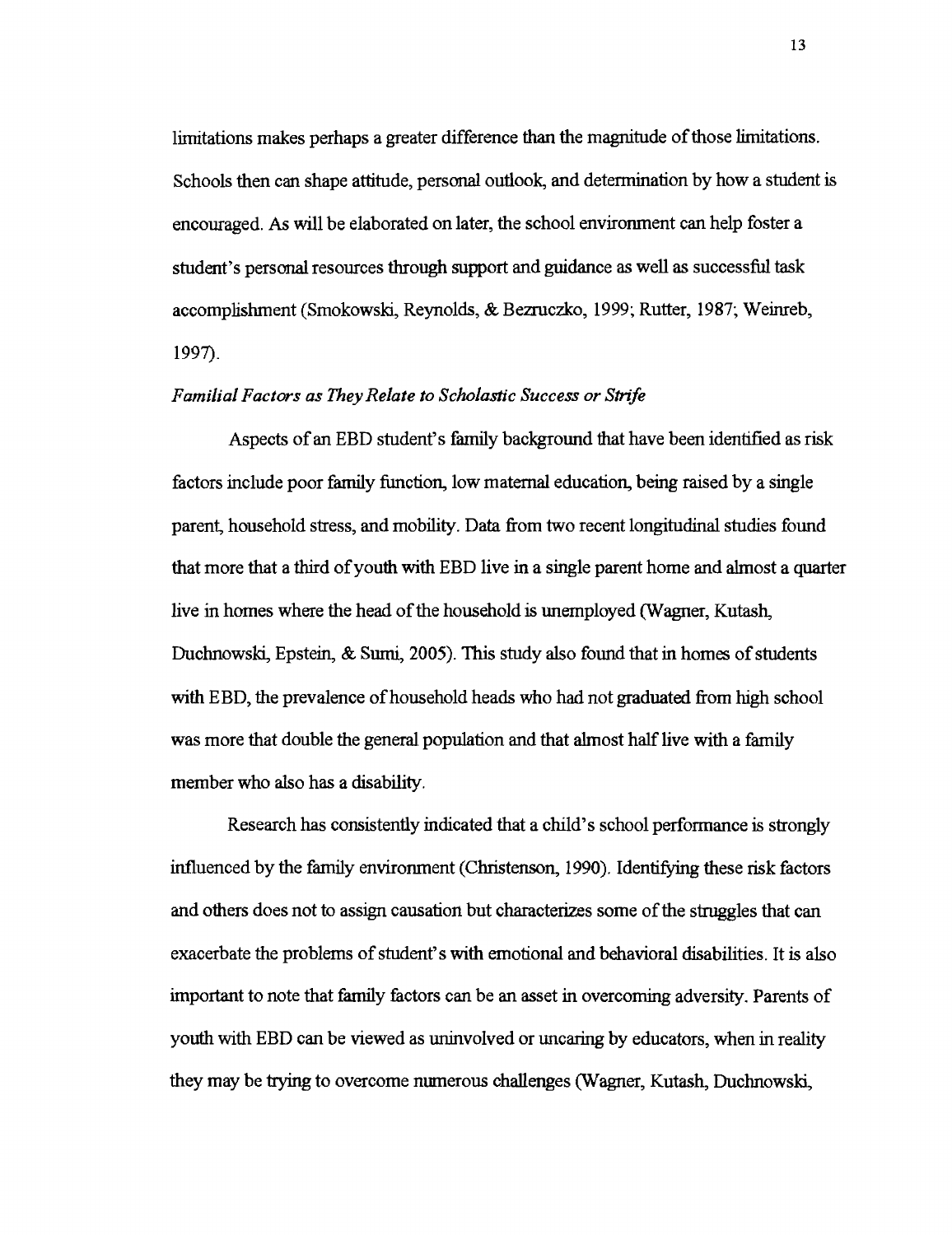limitations makes perhaps a greater difference than the magnitude of those limitations. Schools then can shape attitude, personal outlook, and determination by how a student is encouraged. As will be elaborated on later, the school environment can help foster a student's personal resources through support and guidance as well as successful task accomplishment (Smokowski, Reynolds, & Bezruczko, 1999; Rutter, 1987; Weinreb, 1997).

*Familial Factors as They Relate to Scholastic Success or Strife*

Aspects of an EBD student's family background that have been identified as risk factors include poor family function, low maternal education, being raised by a single parent, household stress, and mobility. Data from two recent longitudinal studies found that more that a third of youth with EBD live in a single parent home and almost a quarter live in homes where the head of the household is unemployed (Wagner, Kutash, Duchnowski, Epstein, & Sumi, 2005). This study also found that in homes of students with EBD, the prevalence of household heads who had not graduated from high school was more that double the general population and that almost half live with a family member who also has a disability.

Research has consistently indicated that a child's school performance is strongly influenced by the family environment (Christenson, 1990). Identifying these risk factors and others does not to assign causation but characterizes some of the struggles that can exacerbate the problems of student's with emotional and behavioral disabilities. It is also important to note that family factors can be an asset in overcoming adversity. Parents of youth with EBD can be viewed as uninvolved or uncaring by educators, when in reality they may be trying to overcome numerous challenges (Wagner, Kutash, Duchnowski,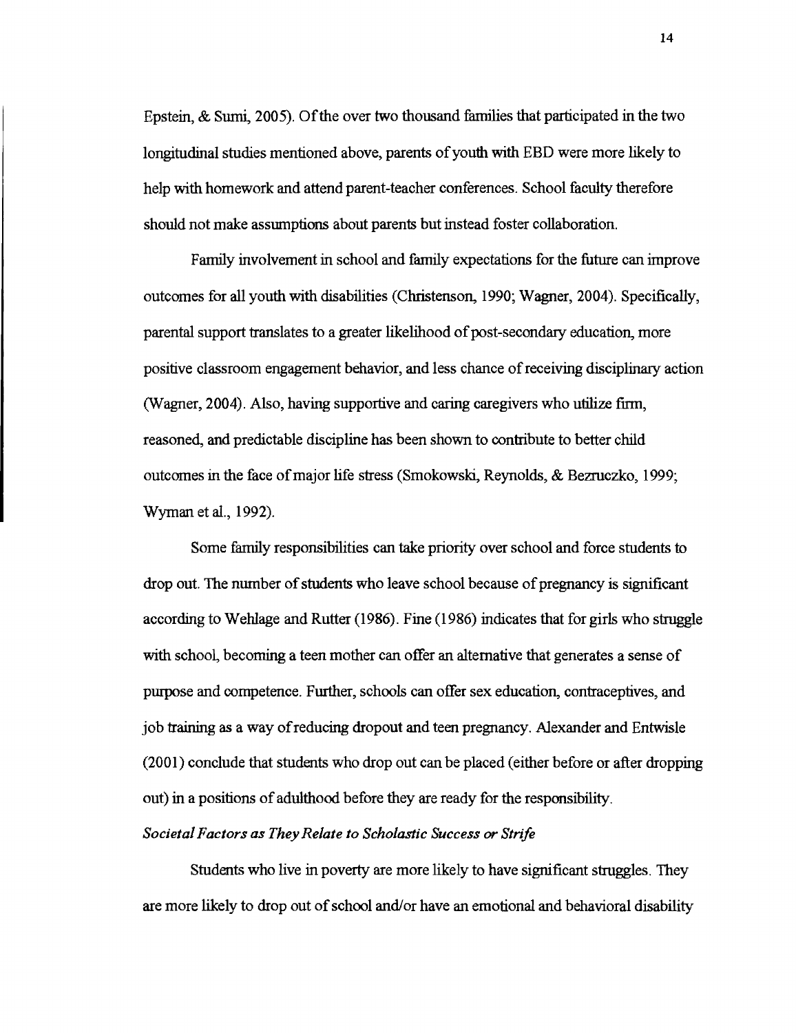Epstein, & Sumi, 2005). Of the over two thousand families that participated in the two longitudinal studies mentioned above, parents of youth with EBD were more likely to help with homework and attend parent-teacher conferences. School faculty therefore should not make assumptions about parents but instead foster collaboration.

Family involvement in school and family expectations for the future can improve outcomes for all youth with disabilities (Christenson, 1990; Wagner, 2004). Specifically, parental support translates to a greater likelihood of post-secondary education, more positive classroom engagement behavior, and less chance of receiving disciplinary action (Wagner, 2004). Also, having supportive and caring caregivers who utilize firm, reasoned, and predictable discipline has been shown to contribute to better child outcomes in the face of major life stress (Smokowski, Reynolds, & Bezruczko, 1999; Wyman et al., 1992).

Some family responsibilities can take priority over school and force students to drop out. The number of students who leave school because of pregnancy is significant according to Wehlage and Rutter (1986). Fine (1986) indicates that for girls who struggle with school, becoming a teen mother can offer an alternative that generates a sense of purpose and competence. Further, schools can offer sex education, contraceptives, and job training as a way of reducing dropout and teen pregnancy. Alexander and Entwisle (2001) conclude that students who drop out can be placed (either before or after dropping out) in a positions of adulthood before they are ready for the responsibility.

*Societal Factors as They Relate to Scholastic Success or Strife*

Students who live in poverty are more likely to have significant struggles. They are more likely to drop out of school and/or have an emotional and behavioral disability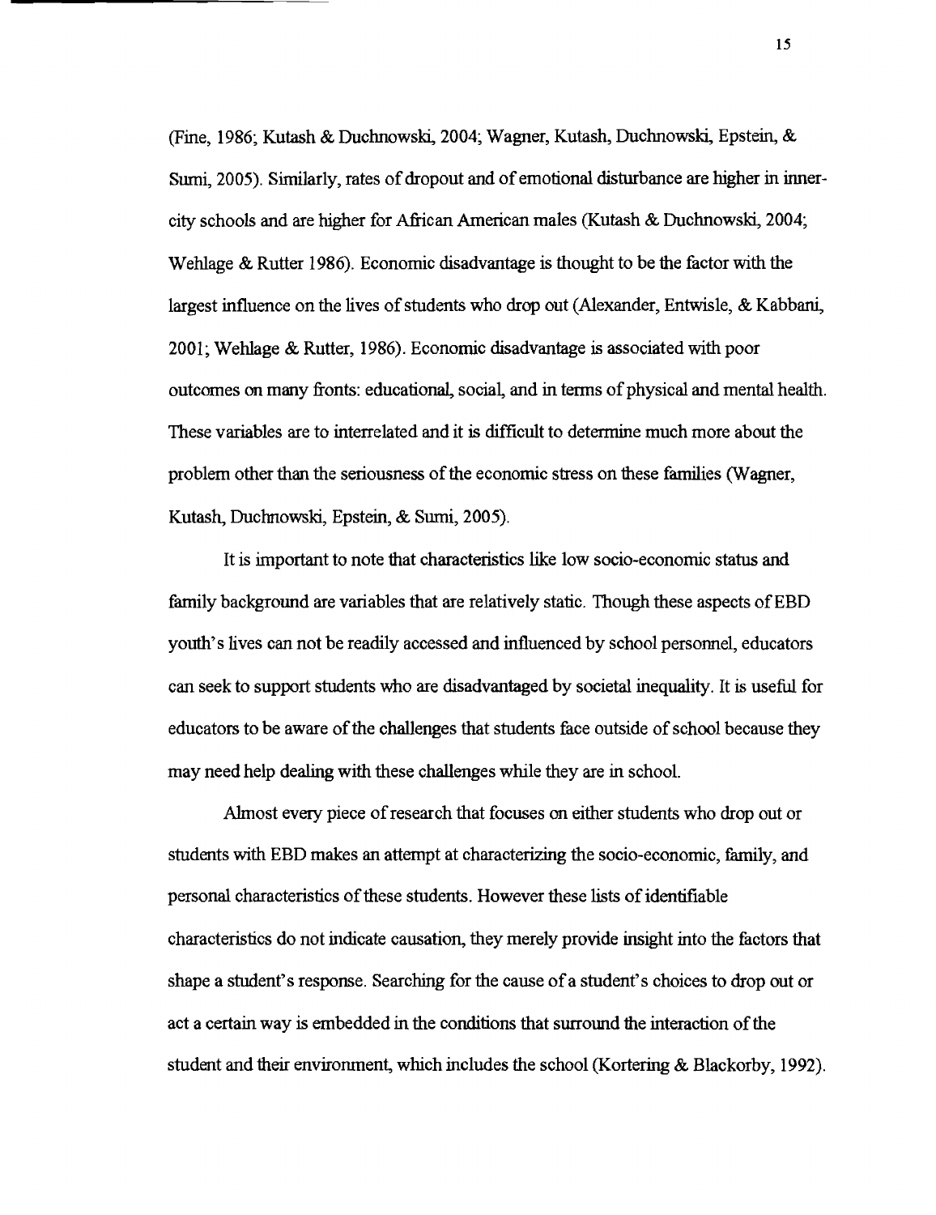(Fine, 1986; Kutash & Duchnowski, 2004; Wagner, Kutash, Duchnowski, Epstein, & Sumi, 2005). Similarly, rates of dropout and of emotional disturbance are higher in inner-city schools and are higher for African American males (Kutash & Duchnowski, 2004; Wehlage & Rutter 1986). Economic disadvantage is thought to be the factor with the largest influence on the lives of students who drop out (Alexander, Entwisle, & Kabbani, 2001; Wehlage & Rutter, 1986). Economic disadvantage is associated with poor outcomes on many fronts: educational, social, and in terms of physical and mental health. These variables are to interrelated and it is difficult to determine much more about the problem other than the seriousness of the economic stress on these families (Wagner, Kutash, Duchnowski, Epstein, & Sumi, 2005).

It is important to note that characteristics like low socio-economic status and family background are variables that are relatively static. Though these aspects of EBD youth's lives can not be readily accessed and influenced by school personnel, educators can seek to support students who are disadvantaged by societal inequality. It is useful for educators to be aware of the challenges that students face outside of school because they may need help dealing with these challenges while they are in school.

Almost every piece of research that focuses on either students who drop out or students with EBD makes an attempt at characterizing the socio-economic, family, and personal characteristics of these students. However these lists of identifiable characteristics do not indicate causation, they merely provide insight into the factors that shape a student's response. Searching for the cause of a student's choices to drop out or act a certain way is embedded in the conditions that surround the interaction of the student and their environment, which includes the school (Kortering & Blackorby, 1992).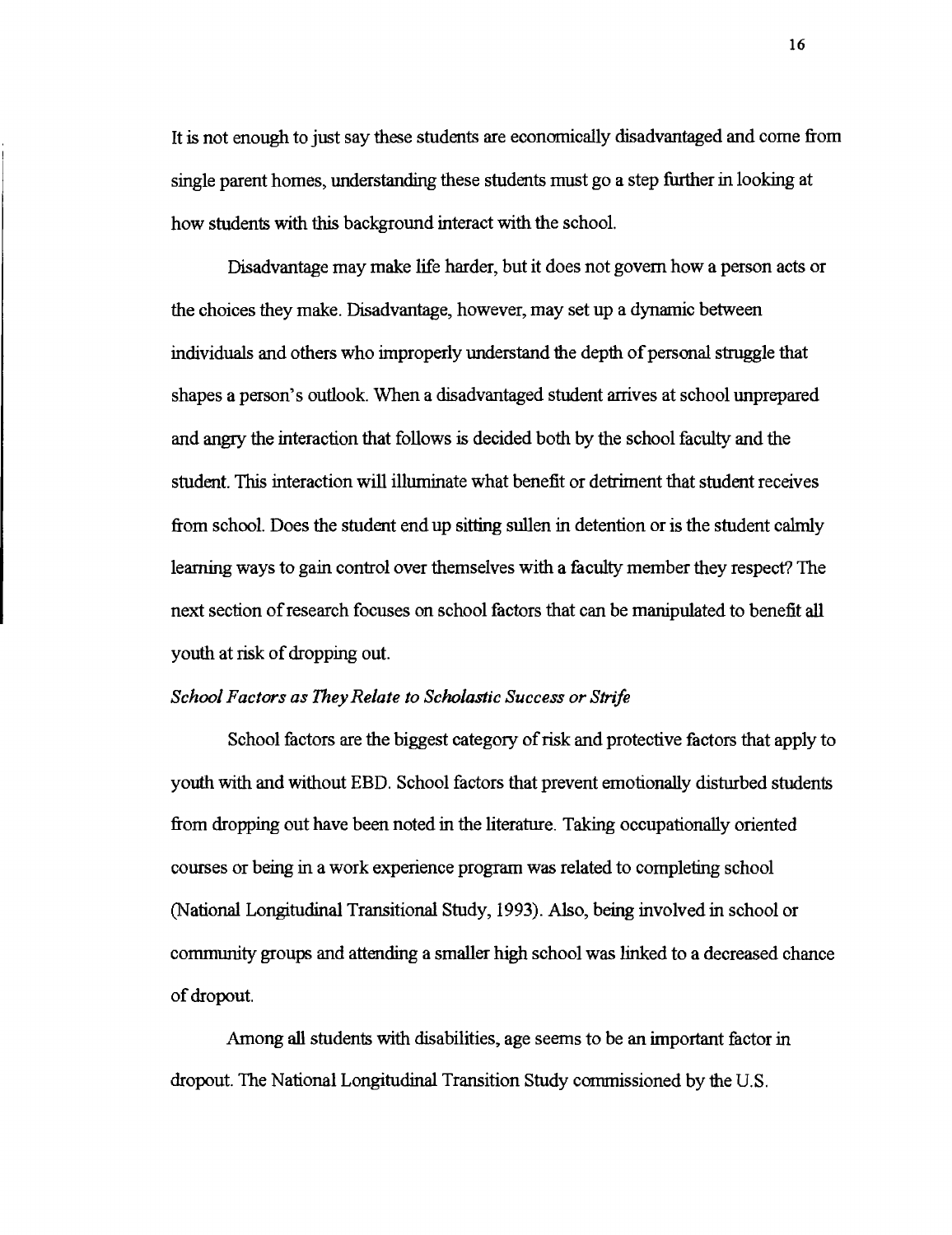It is not enough to just say these students are economically disadvantaged and come from single parent homes, understanding these students must go a step further in looking at how students with this background interact with the school.

Disadvantage may make life harder, but it does not govern how a person acts or the choices they make. Disadvantage, however, may set up a dynamic between individuals and others who improperly understand the depth of personal struggle that shapes a person's outlook. When a disadvantaged student arrives at school unprepared and angry the interaction that follows is decided both by the school faculty and the student. This interaction will illuminate what benefit or detriment that student receives from school. Does the student end up sitting sullen in detention or is the student calmly learning ways to gain control over themselves with a faculty member they respect? The next section of research focuses on school factors that can be manipulated to benefit all youth at risk of dropping out.

### *School Factors as They Relate to Scholastic Success or Strife*

School factors are the biggest category of risk and protective factors that apply to youth with and without EBD. School factors that prevent emotionally disturbed students from dropping out have been noted in the literature. Taking occupationally oriented courses or being in a work experience program was related to completing school (National Longitudinal Transitional Study, 1993). Also, being involved in school or community groups and attending a smaller high school was linked to a decreased chance of dropout.

Among all students with disabilities, age seems to be an important factor in dropout. The National Longitudinal Transition Study commissioned by the U.S.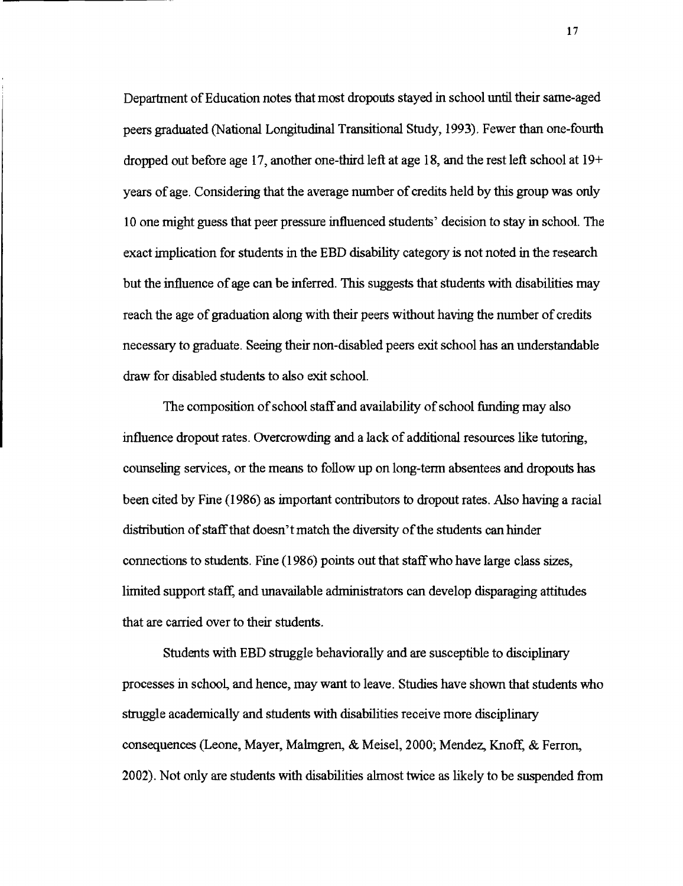Department of Education notes that most dropouts stayed in school until their same-aged peers graduated (National Longitudinal Transitional Study, 1993). Fewer than one-fourth dropped out before age 17, another one-third left at age 18, and the rest left school at 19+ years of age. Considering that the average number of credits held by this group was only 10 one might guess that peer pressure influenced students' decision to stay in school. The exact implication for students in the EBD disability category is not noted in the research but the influence of age can be inferred. This suggests that students with disabilities may reach the age of graduation along with their peers without having the number of credits necessary to graduate. Seeing their non-disabled peers exit school has an understandable draw for disabled students to also exit school.

The composition of school staff and availability of school funding may also influence dropout rates. Overcrowding and a lack of additional resources like tutoring, counseling services, or the means to follow up on long-term absentees and dropouts has been cited by Fine (1986) as important contributors to dropout rates. Also having a racial distribution of staff that doesn't match the diversity of the students can hinder connections to students. Fine (1986) points out that staff who have large class sizes, limited support staff, and unavailable administrators can develop disparaging attitudes that are carried over to their students.

Students with EBD struggle behaviorally and are susceptible to disciplinary processes in school, and hence, may want to leave. Studies have shown that students who struggle academically and students with disabilities receive more disciplinary consequences (Leone, Mayer, Malmgren, & Meisel, 2000; Mendez, Knoff, & Ferron, 2002). Not only are students with disabilities almost twice as likely to be suspended from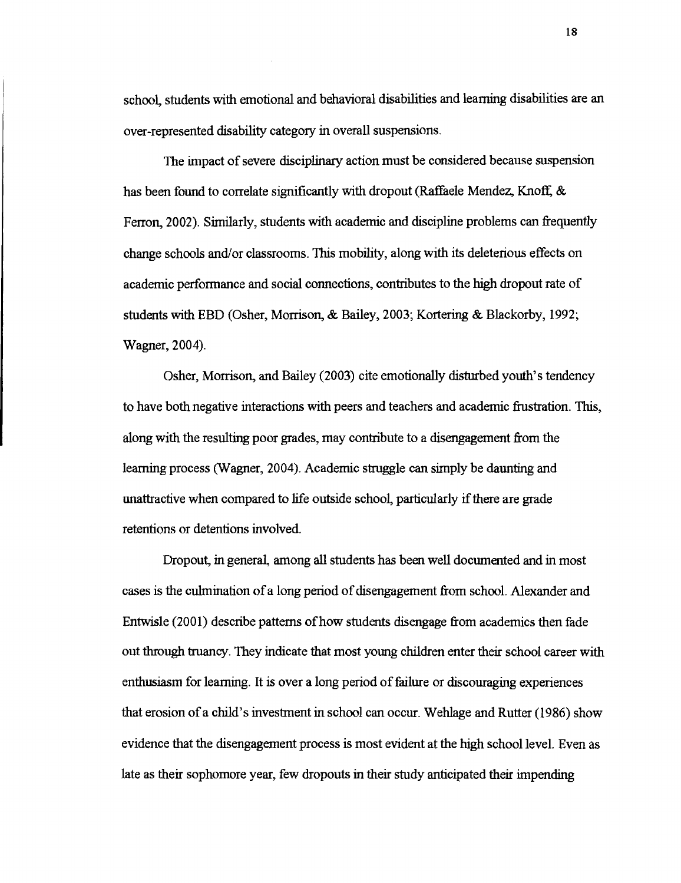school, students with emotional and behavioral disabilities and learning disabilities are an over-represented disability category in overall suspensions.

The impact of severe disciplinary action must be considered because suspension has been found to correlate significantly with dropout (Raffaele Mendez, Knoff, & Ferron, 2002). Similarly, students with academic and discipline problems can frequently change schools and/or classrooms. This mobility, along with its deleterious effects on academic performance and social connections, contributes to the high dropout rate of students with EBD (Osher, Morrison, & Bailey, 2003; Kortering & Blackorby, 1992; Wagner, 2004).

Osher, Morrison, and Bailey (2003) cite emotionally disturbed youth's tendency to have both negative interactions with peers and teachers and academic frustration. This, along with the resulting poor grades, may contribute to a disengagement from the learning process (Wagner, 2004). Academic struggle can simply be daunting and unattractive when compared to life outside school, particularly if there are grade retentions or detentions involved.

Dropout, in general, among all students has been well documented and in most cases is the culmination of a long period of disengagement from school. Alexander and Entwisle (2001) describe patterns of how students disengage from academics then fade out through truancy. They indicate that most young children enter their school career with enthusiasm for learning. It is over a long period of failure or discouraging experiences that erosion of a child's investment in school can occur. Wehlage and Rutter (1986) show evidence that the disengagement process is most evident at the high school level. Even as late as their sophomore year, few dropouts in their study anticipated their impending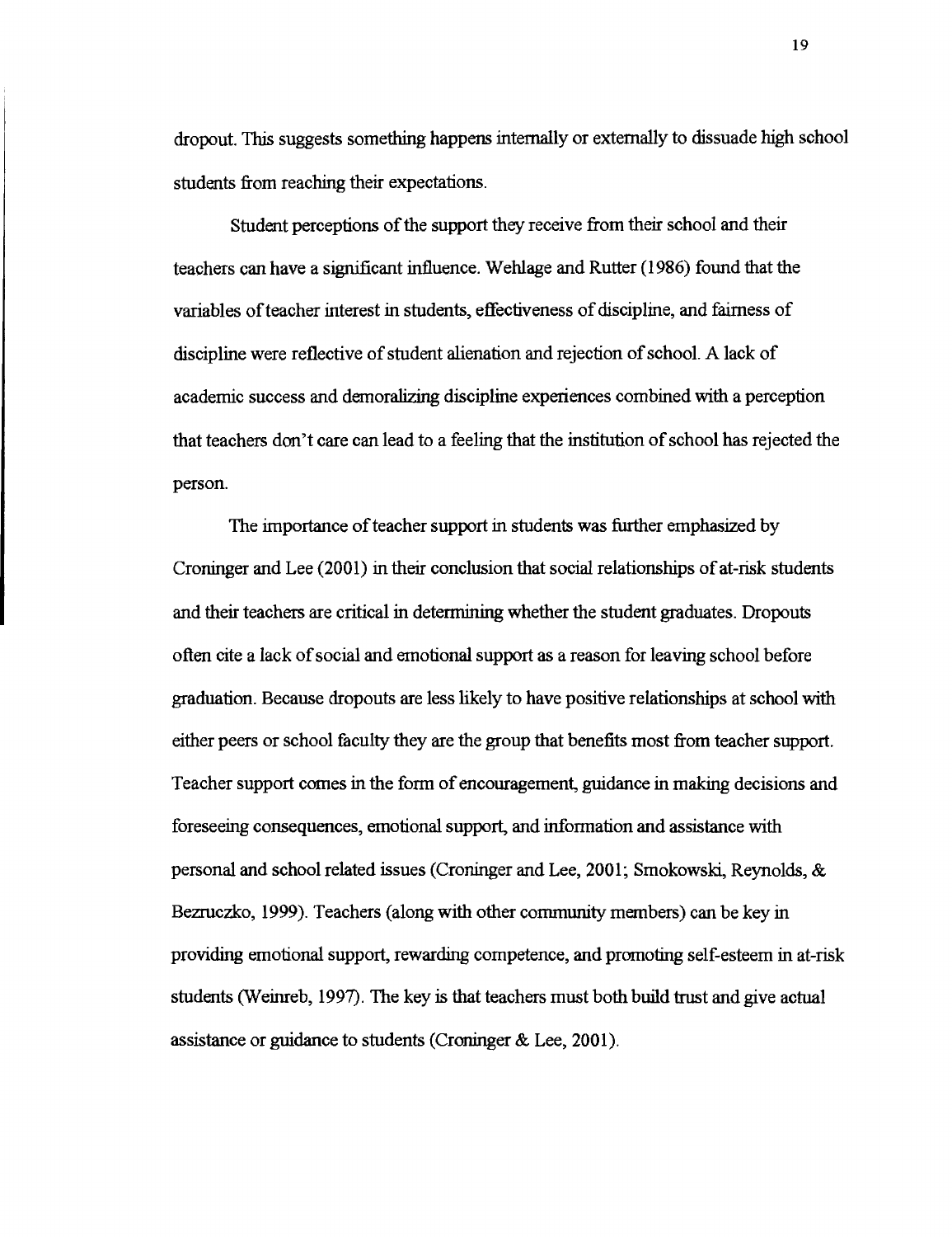dropout. This suggests something happens internally or externally to dissuade high school students from reaching their expectations.

Student perceptions of the support they receive from their school and their teachers can have a significant influence. Wehlage and Rutter (1986) found that the variables of teacher interest in students, effectiveness of discipline, and fairness of discipline were reflective of student alienation and rejection of school. A lack of academic success and demoralizing discipline experiences combined with a perception that teachers don't care can lead to a feeling that the institution of school has rejected the person.

The importance of teacher support in students was further emphasized by Croninger and Lee (2001) in their conclusion that social relationships of at-risk students and their teachers are critical in determining whether the student graduates. Dropouts often cite a lack of social and emotional support as a reason for leaving school before graduation. Because dropouts are less likely to have positive relationships at school with either peers or school faculty they are the group that benefits most from teacher support. Teacher support comes in the form of encouragement, guidance in making decisions and foreseeing consequences, emotional support, and information and assistance with personal and school related issues (Croninger and Lee, 2001; Smokowski, Reynolds, & Bezruczko, 1999). Teachers (along with other community members) can be key in providing emotional support, rewarding competence, and promoting self-esteem in at-risk students (Weinreb, 1997). The key is that teachers must both build trust and give actual assistance or guidance to students (Croninger & Lee, 2001).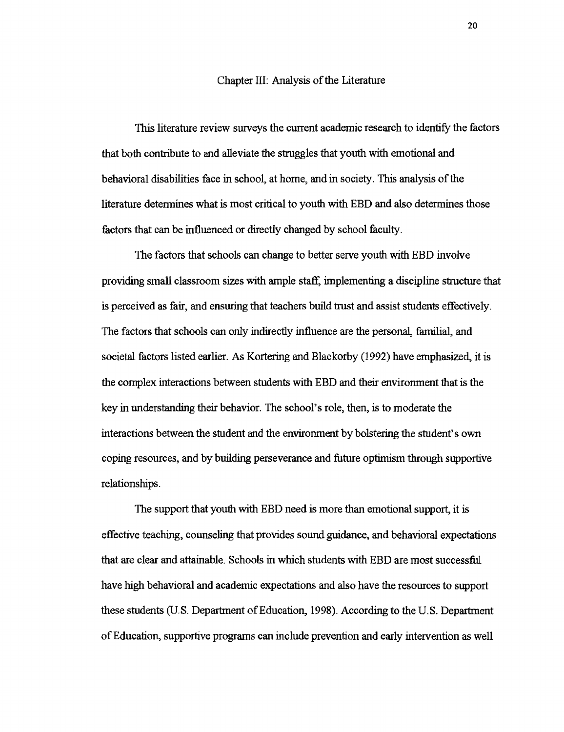# Chapter III: Analysis of the Literature

This literature review surveys the current academic research to identify the factors that both contribute to and alleviate the struggles that youth with emotional and behavioral disabilities face in school, at home, and in society. This analysis of the literature determines what is most critical to youth with EBD and also determines those factors that can be influenced or directly changed by school faculty.

The factors that schools can change to better serve youth with EBD involve providing small classroom sizes with ample staff, implementing a discipline structure that is perceived as fair, and ensuring that teachers build trust and assist students effectively. The factors that schools can only indirectly influence are the personal, familial, and societal factors listed earlier. As Kortering and Blackorby (1992) have emphasized, it is the complex interactions between students with EBD and their environment that is the key in understanding their behavior. The school's role, then, is to moderate the interactions between the student and the environment by bolstering the student's own coping resources, and by building perseverance and future optimism through supportive relationships.

The support that youth with EBD need is more than emotional support, it is effective teaching, counseling that provides sound guidance, and behavioral expectations that are clear and attainable. Schools in which students with EBD are most successful have high behavioral and academic expectations and also have the resources to support these students (U.S. Department of Education, 1998). According to the U.S. Department of Education, supportive programs can include prevention and early intervention as well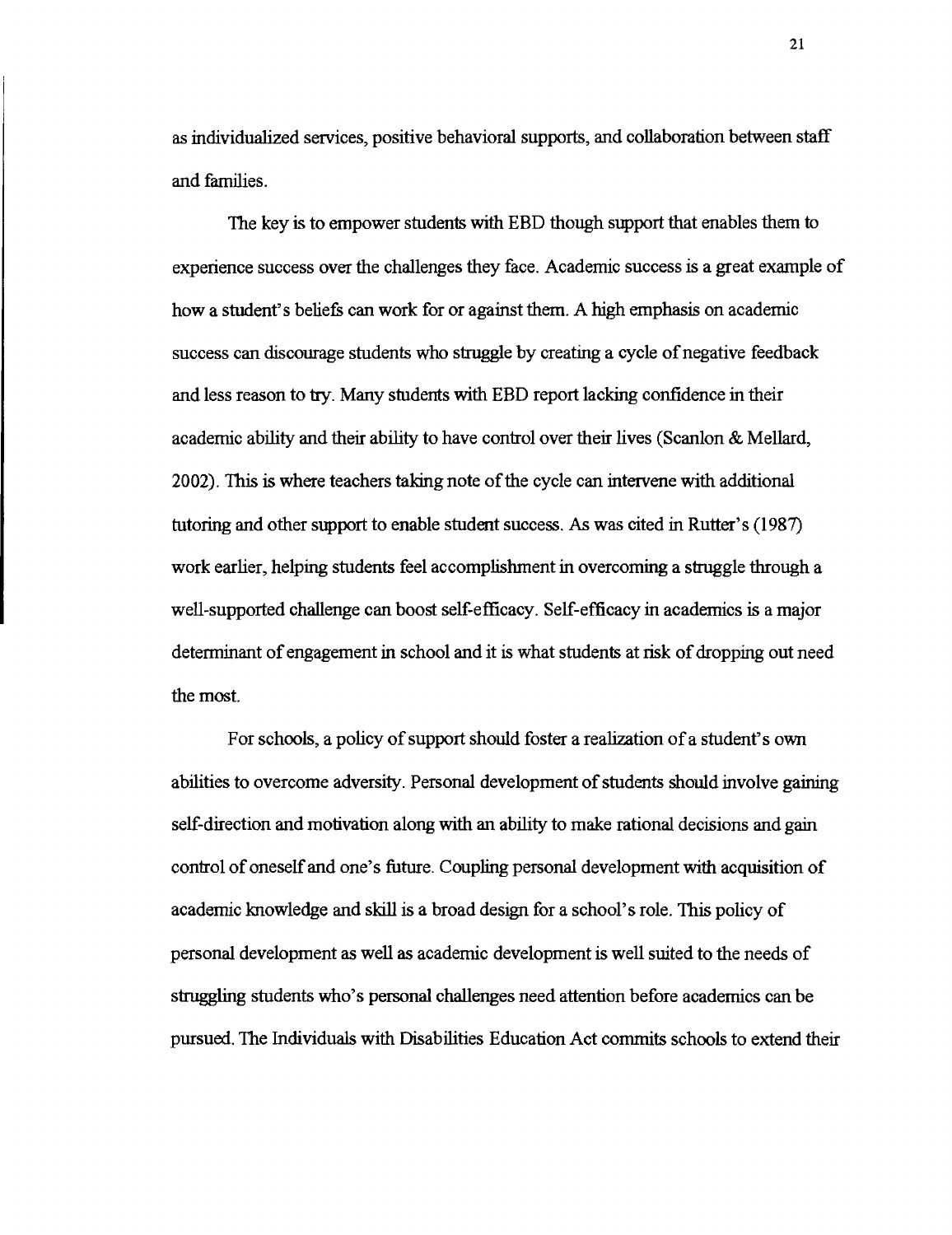as individualized services, positive behavioral supports, and collaboration between staff and families.

The key is to empower students with EBD though support that enables them to experience success over the challenges they face. Academic success is a great example of how a student's beliefs can work for or against them. A high emphasis on academic success can discourage students who struggle by creating a cycle of negative feedback and less reason to try. Many students with EBD report lacking confidence in their academic ability and their ability to have control over their lives (Scanlon & Mellard, 2002). This is where teachers taking note of the cycle can intervene with additional tutoring and other support to enable student success. As was cited in Rutter's (1987) work earlier, helping students feel accomplishment in overcoming a struggle through a well-supported challenge can boost self-efficacy. Self-efficacy in academics is a major determinant of engagement in school and it is what students at risk of dropping out need the most.

For schools, a policy of support should foster a realization of a student's own abilities to overcome adversity. Personal development of students should involve gaining self-direction and motivation along with an ability to make rational decisions and gain control of oneself and one's future. Coupling personal development with acquisition of academic knowledge and skill is a broad design for a school's role. This policy of personal development as well as academic development is well suited to the needs of struggling students who's personal challenges need attention before academics can be pursued. The Individuals with Disabilities Education Act commits schools to extend their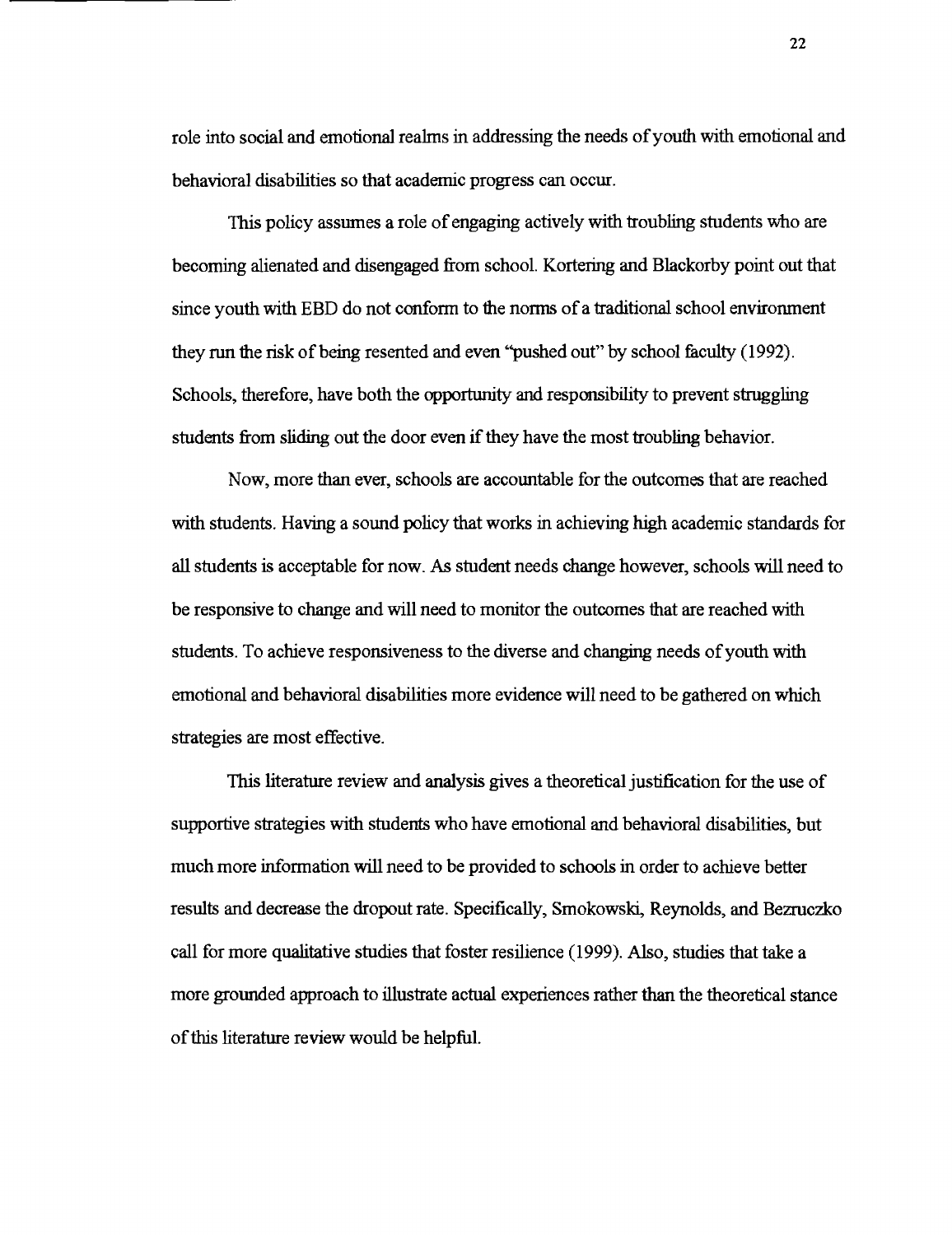role into social and emotional realms in addressing the needs of youth with emotional and behavioral disabilities so that academic progress can occur.

This policy assumes a role of engaging actively with troubling students who are becoming alienated and disengaged from school. Kortering and Blackorby point out that since youth with EBD do not conform to the norms of a traditional school environment they run the risk of being resented and even "pushed out" by school faculty (1992). Schools, therefore, have both the opportunity and responsibility to prevent struggling students from sliding out the door even if they have the most troubling behavior.

Now, more than ever, schools are accountable for the outcomes that are reached with students. Having a sound policy that works in achieving high academic standards for all students is acceptable for now. As student needs change however, schools will need to be responsive to change and will need to monitor the outcomes that are reached with students. To achieve responsiveness to the diverse and changing needs of youth with emotional and behavioral disabilities more evidence will need to be gathered on which strategies are most effective.

This literature review and analysis gives a theoretical justification for the use of supportive strategies with students who have emotional and behavioral disabilities, but much more information will need to be provided to schools in order to achieve better results and decrease the dropout rate. Specifically, Smokowski, Reynolds, and Bezruczko call for more qualitative studies that foster resilience (1999). Also, studies that take a more grounded approach to illustrate actual experiences rather than the theoretical stance of this literature review would be helpful.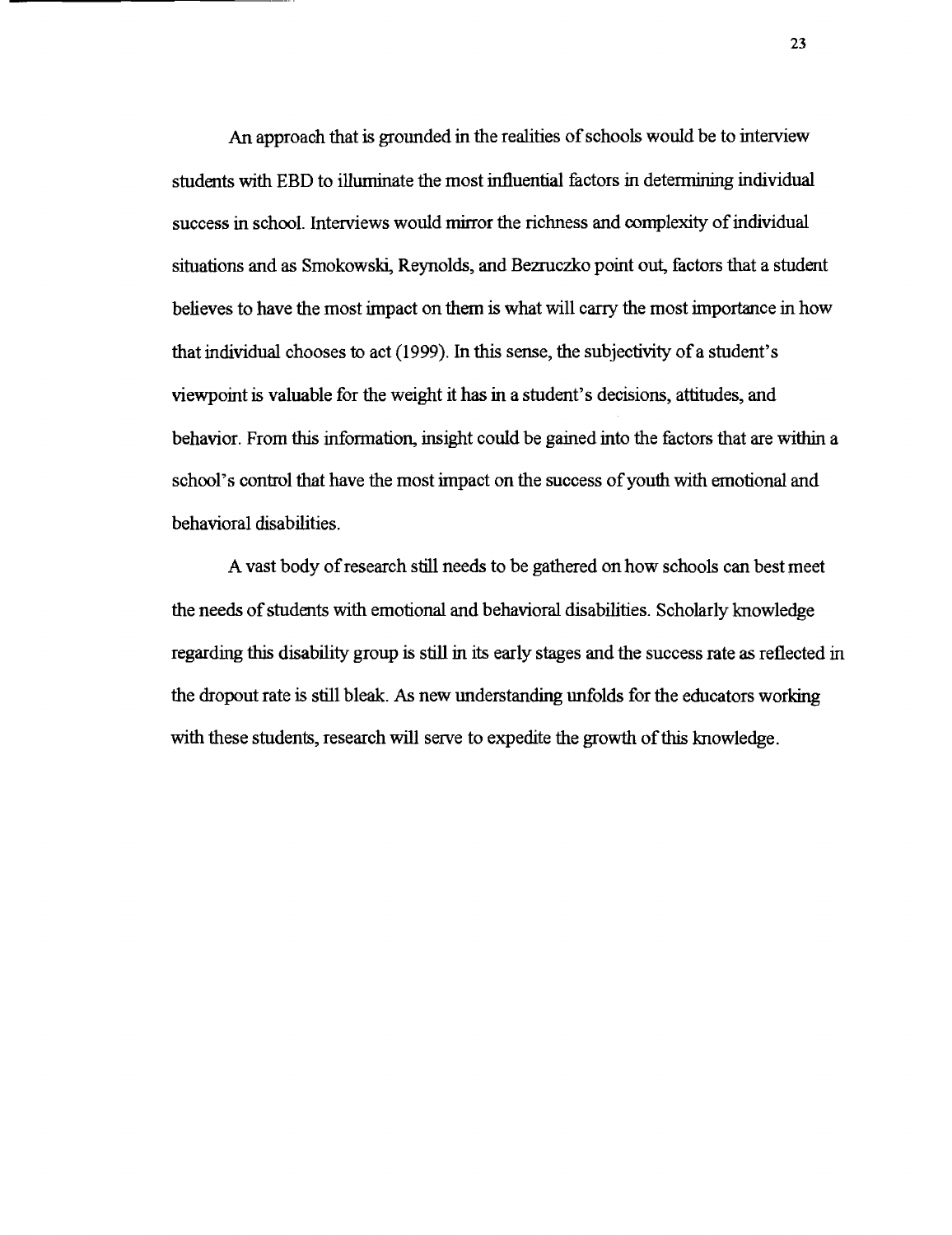An approach that is grounded in the realities of schools would be to interview students with EBD to illuminate the most influential factors in determining individual success in school. Interviews would mirror the richness and complexity of individual situations and as Smokowski, Reynolds, and Bezruczko point out, factors that a student believes to have the most impact on them is what will carry the most importance in how that individual chooses to act (1999). In this sense, the subjectivity of a student's viewpoint is valuable for the weight it has in a student's decisions, attitudes, and behavior. From this information, insight could be gained into the factors that are within a school's control that have the most impact on the success of youth with emotional and behavioral disabilities.

A vast body of research still needs to be gathered on how schools can best meet the needs of students with emotional and behavioral disabilities. Scholarly knowledge regarding this disability group is still in its early stages and the success rate as reflected in the dropout rate is still bleak. As new understanding unfolds for the educators working with these students, research will serve to expedite the growth of this knowledge.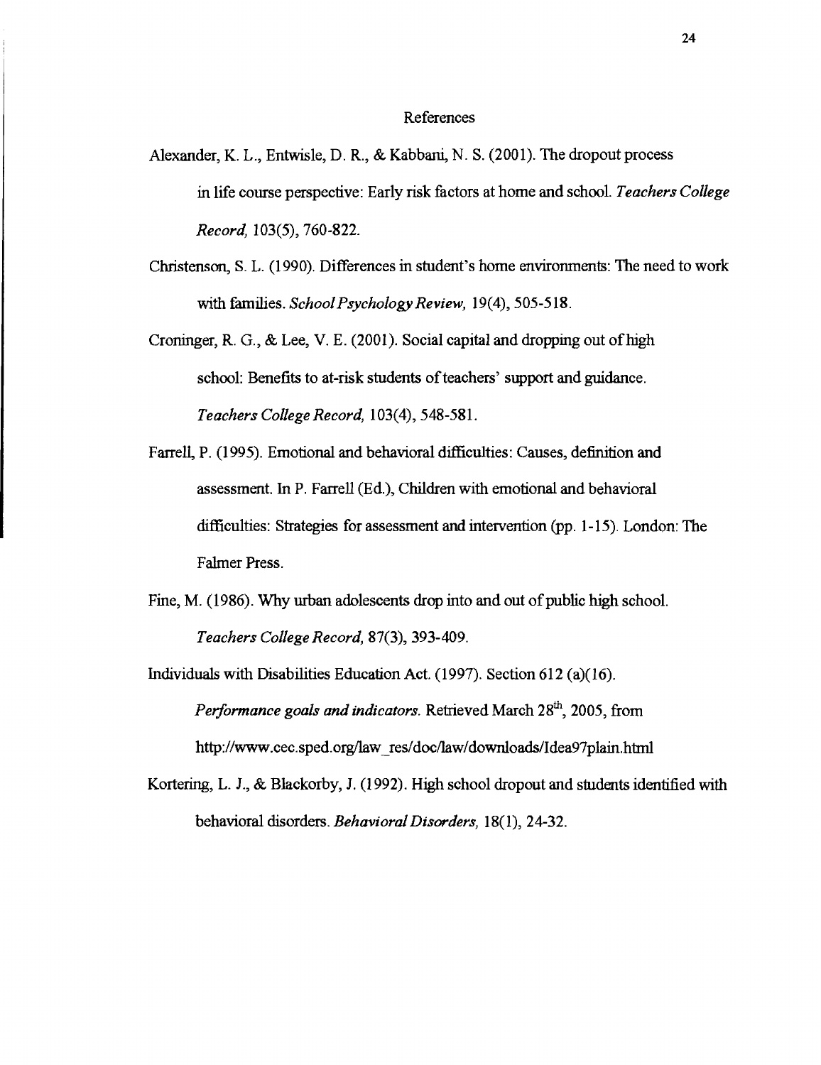# References

Alexander, K. L., Entwisle, D. R., & Kabbani, N. S. (2001). The dropout process in life course perspective: Early risk factors at home and school. *Teachers College Record,* 103(5), 760-822.

Christenson, S. L. (1990). Differences in student's home environments: The need to work with families. *School Psychology Review,* 19(4), 505-518.

Croninger, R. G., & Lee, V. E. (2001). Social capital and dropping out of high school: Benefits to at-risk students of teachers' support and guidance. *Teachers College Record,* 103(4), 548-581.

Farrell, P. (1995). Emotional and behavioral difficulties: Causes, definition and assessment. In P. Farrell (Ed.), Children with emotional and behavioral difficulties: Strategies for assessment and intervention (pp. 1-15). London: The Falmer Press.

Fine, M. (1986). Why urban adolescents drop into and out of public high school. *Teachers College Record,* 87(3), 393-409.

Individuals with Disabilities Education Act. (1997). Section 612 (a)(16). *Performance goals and indicators.* Retrieved March 28th, 2005, from http://www.cec.sped.org/law_res/doc/law/downloads/Idea97plain.html

Kortering, L. J., & Blackorby, J. (1992). High school dropout and students identified with behavioral disorders. *Behavioral Disorders,* 18(1), 24-32.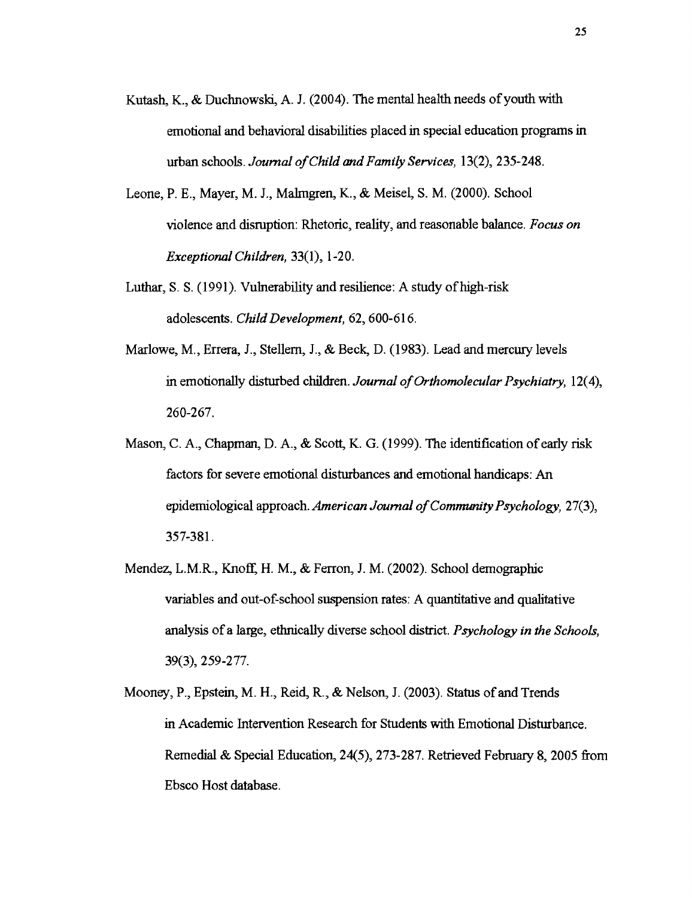Kutash, K., & Duchnowski, A. J. (2004). The mental health needs of youth with emotional and behavioral disabilities placed in special education programs in urban schools. *Journal of Child and Family Services,* 13(2), 235-248.

Leone, P. E., Mayer, M. J., Malmgren, K., & Meisel, S. M. (2000). School violence and disruption: Rhetoric, reality, and reasonable balance. *Focus on Exceptional Children,* 33(1), 1-20.

Luthar, S. S. (1991). Vulnerability and resilience: A study of high-risk adolescents. *Child Development,* 62, 600-616.

Marlowe, M., Errera, J., Stellern, J., & Beck, D. (1983). Lead and mercury levels in emotionally disturbed children. *Journal of Orthomolecular Psychiatry,* 12(4), 260-267.

Mason, C. A., Chapman, D. A., & Scott, K. G. (1999). The identification of early risk factors for severe emotional disturbances and emotional handicaps: An epidemiological approach. *American Journal of Community Psychology,* 27(3), 357-381.

Mendez, L.M.R., Knoff, H. M., & Ferron, J. M. (2002). School demographic variables and out-of-school suspension rates: A quantitative and qualitative analysis of a large, ethnically diverse school district. *Psychology in the Schools,* 39(3), 259-277.

Mooney, P., Epstein, M. H., Reid, R., & Nelson, J. (2003). Status of and Trends in Academic Intervention Research for Students with Emotional Disturbance. Remedial & Special Education, 24(5), 273-287. Retrieved February 8, 2005 from Ebsco Host database.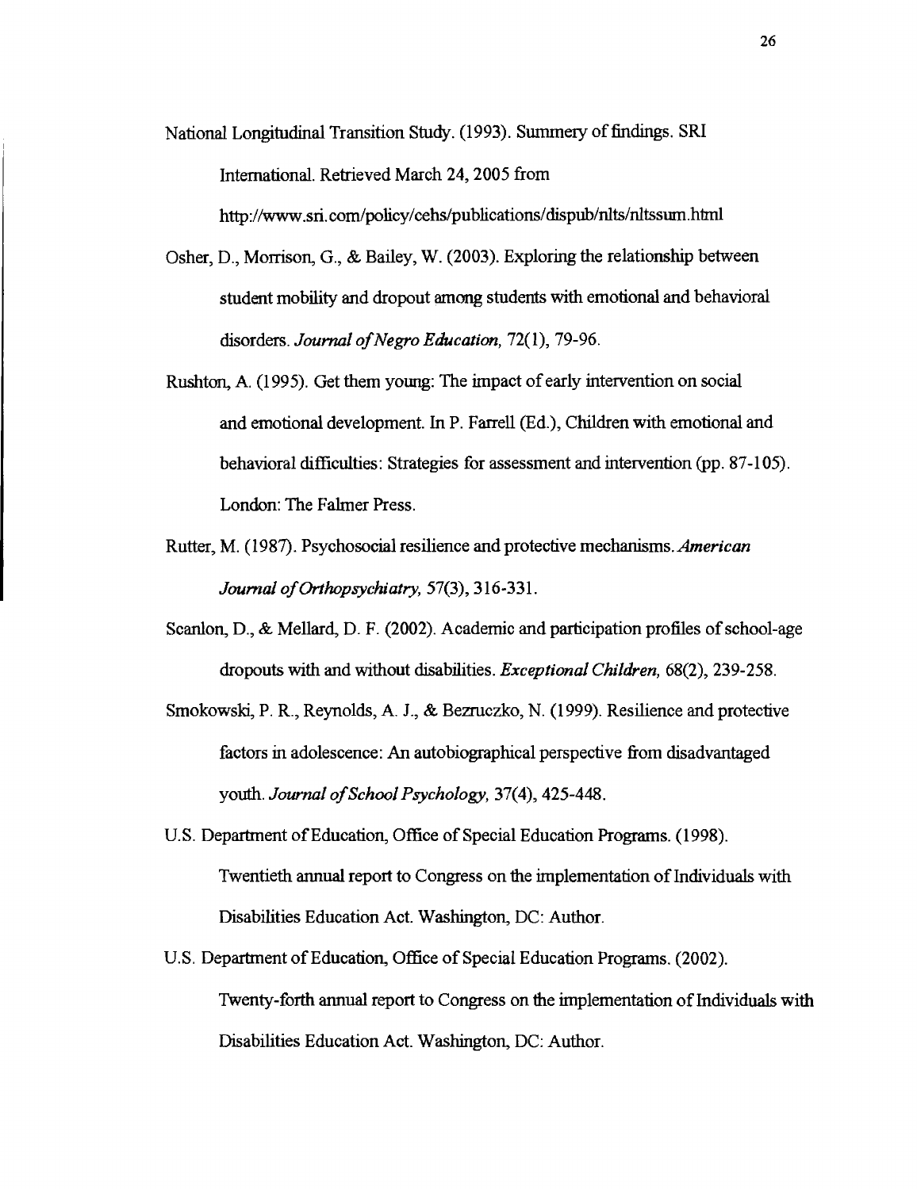National Longitudinal Transition Study. (1993). Summery of findings. SRI International. Retrieved March 24, 2005 from http://www.sri.com/policy/cehs/publications/dispub/nlts/nltssum.html

Osher, D., Morrison, G., & Bailey, W. (2003). Exploring the relationship between student mobility and dropout among students with emotional and behavioral disorders. *Journal of Negro Education, 72*(1), 79-96.

Rushton, A. (1995). Get them young: The impact of early intervention on social and emotional development. In P. Farrell (Ed.), Children with emotional and behavioral difficulties: Strategies for assessment and intervention (pp. 87-105). London: The Falmer Press.

Rutter, M. (1987). Psychosocial resilience and protective mechanisms. *American Journal of Orthopsychiatry, 57*(3), 316-331.

Scanlon, D., & Mellard, D. F. (2002). Academic and participation profiles of school-age dropouts with and without disabilities. *Exceptional Children, 68*(2), 239-258.

Smokowski, P. R., Reynolds, A. J., & Bezruczko, N. (1999). Resilience and protective factors in adolescence: An autobiographical perspective from disadvantaged youth. *Journal of School Psychology, 37*(4), 425-448.

U.S. Department of Education, Office of Special Education Programs. (1998). Twentieth annual report to Congress on the implementation of Individuals with Disabilities Education Act. Washington, DC: Author.

U.S. Department of Education, Office of Special Education Programs. (2002). Twenty-forth annual report to Congress on the implementation of Individuals with Disabilities Education Act. Washington, DC: Author.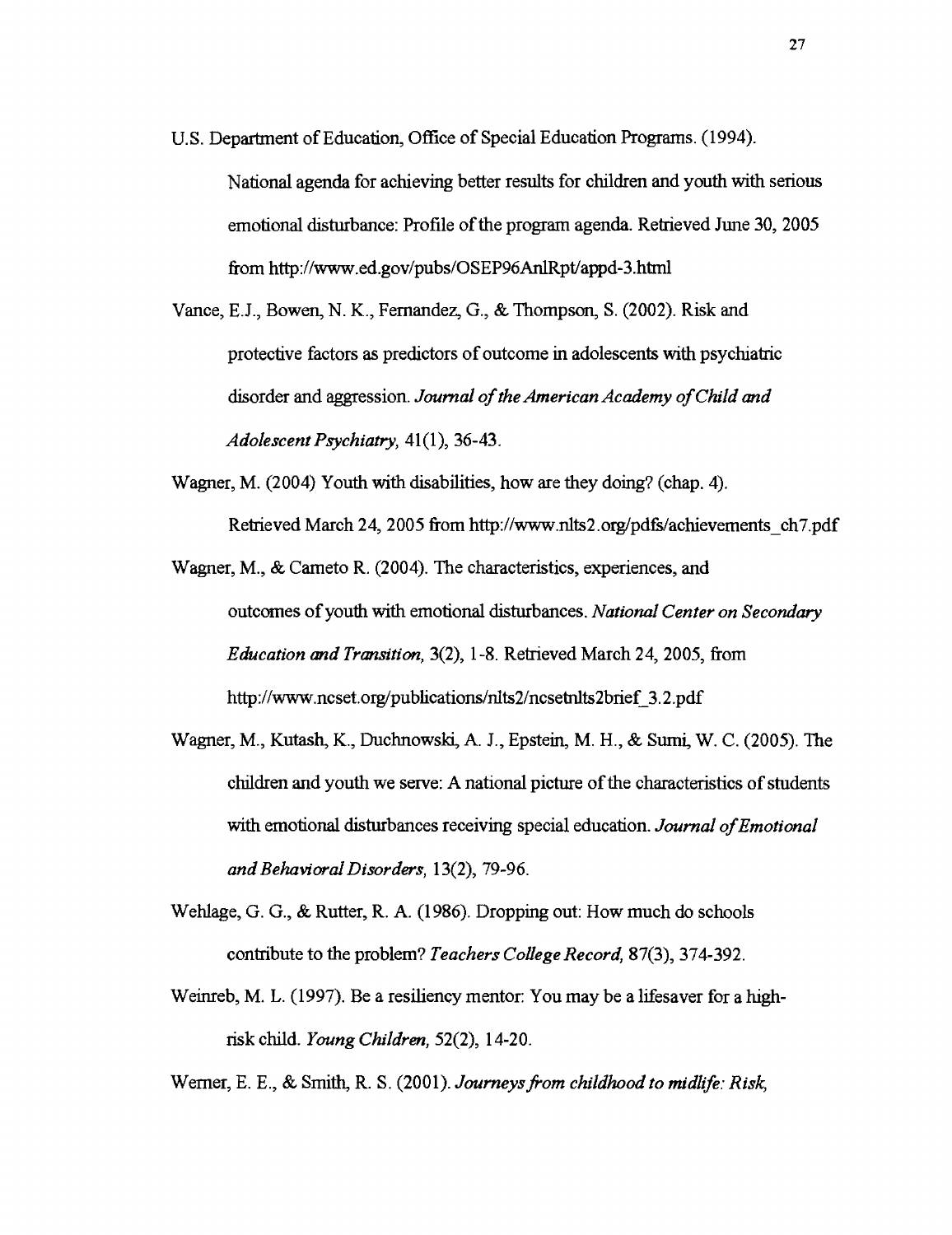U.S. Department of Education, Office of Special Education Programs. (1994). National agenda for achieving better results for children and youth with serious emotional disturbance: Profile of the program agenda. Retrieved June 30, 2005 from http://www.ed.gov/pubs/OSEP96AnlRpt/appd-3.html

Vance, E.J., Bowen, N. K., Fernandez, G., & Thompson, S. (2002). Risk and protective factors as predictors of outcome in adolescents with psychiatric disorder and aggression. *Journal of the American Academy of Child and Adolescent Psychiatry,* 41(1), 36-43.

Wagner, M. (2004) Youth with disabilities, how are they doing? (chap. 4). Retrieved March 24, 2005 from http://www.nlts2.org/pdfs/achievements_ch7.pdf

Wagner, M., & Cameto R. (2004). The characteristics, experiences, and outcomes of youth with emotional disturbances. *National Center on Secondary Education and Transition,* 3(2), 1-8. Retrieved March 24, 2005, from http://www.ncset.org/publications/nlts2/ncsetnlts2brief_3.2.pdf

Wagner, M., Kutash, K., Duchnowski, A. J., Epstein, M. H., & Sumi, W. C. (2005). The children and youth we serve: A national picture of the characteristics of students with emotional disturbances receiving special education. *Journal of Emotional and Behavioral Disorders,* 13(2), 79-96.

Wehlage, G. G., & Rutter, R. A. (1986). Dropping out: How much do schools contribute to the problem? *Teachers College Record,* 87(3), 374-392.

Weinreb, M. L. (1997). Be a resiliency mentor: You may be a lifesaver for a high-risk child. *Young Children,* 52(2), 14-20.

Werner, E. E., & Smith, R. S. (2001). *Journeys from childhood to midlife: Risk,*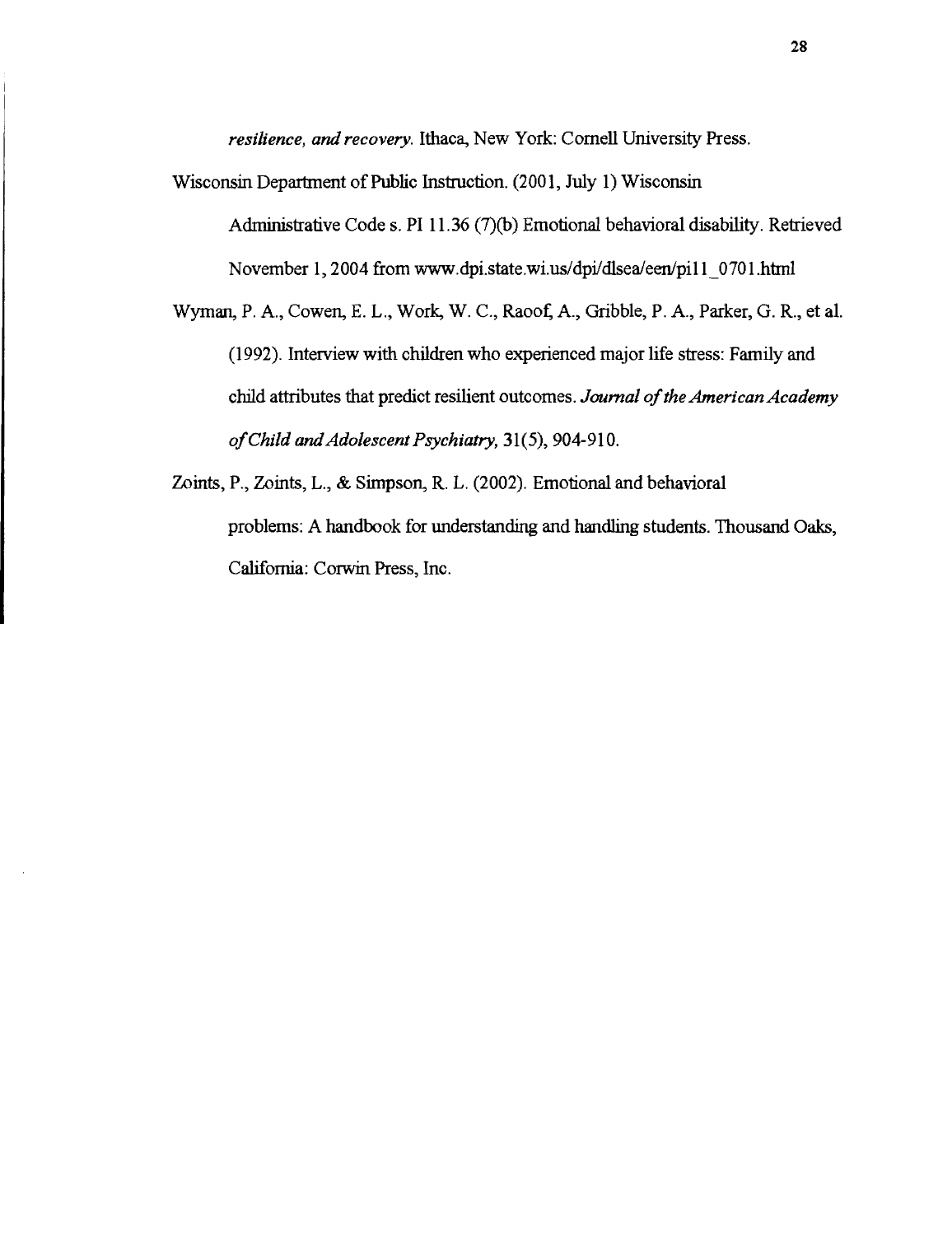*resilience, and recovery.* Ithaca, New York: Cornell University Press.

Wisconsin Department of Public Instruction. (2001, July 1) Wisconsin Administrative Code s. PI 11.36 (7)(b) Emotional behavioral disability. Retrieved November 1, 2004 from www.dpi.state.wi.us/dpi/dlsea/een/pi11_0701.html

Wyman, P. A., Cowen, E. L., Work, W. C., Raoof, A., Gribble, P. A., Parker, G. R., et al. (1992). Interview with children who experienced major life stress: Family and child attributes that predict resilient outcomes. *Journal of the American Academy of Child and Adolescent Psychiatry,* 31(5), 904-910.

Zoints, P., Zoints, L., & Simpson, R. L. (2002). Emotional and behavioral problems: A handbook for understanding and handling students. Thousand Oaks, California: Corwin Press, Inc.